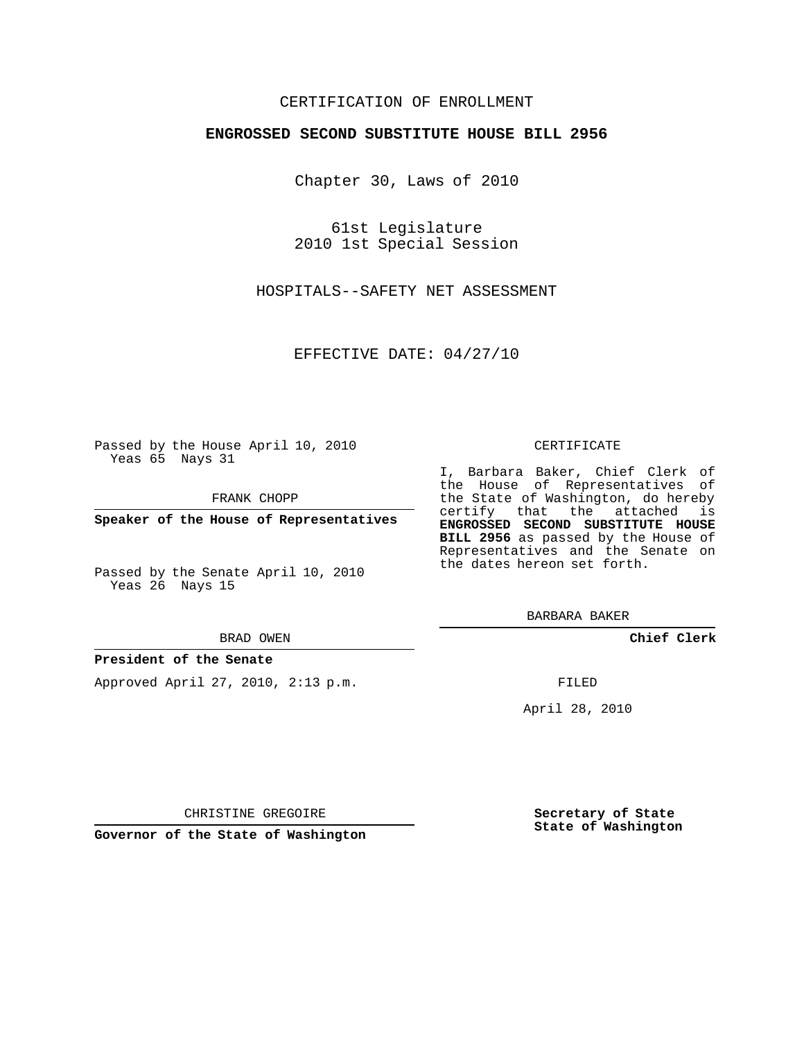CERTIFICATION OF ENROLLMENT

**ENGROSSED SECOND SUBSTITUTE HOUSE BILL 2956**

Chapter 30, Laws of 2010

61st Legislature
2010 1st Special Session

HOSPITALS--SAFETY NET ASSESSMENT

EFFECTIVE DATE: 04/27/10

Passed by the House April 10, 2010
Yeas 65 Nays 31

FRANK CHOPP

**Speaker of the House of Representatives**

Passed by the Senate April 10, 2010
Yeas 26 Nays 15

BRAD OWEN

**President of the Senate**

Approved April 27, 2010, 2:13 p.m.

CHRISTINE GREGOIRE

**Governor of the State of Washington**

CERTIFICATE

I, Barbara Baker, Chief Clerk of the House of Representatives of the State of Washington, do hereby certify that the attached is **ENGROSSED SECOND SUBSTITUTE HOUSE BILL 2956** as passed by the House of Representatives and the Senate on the dates hereon set forth.

BARBARA BAKER

**Chief Clerk**

FILED

April 28, 2010

**Secretary of State**
**State of Washington**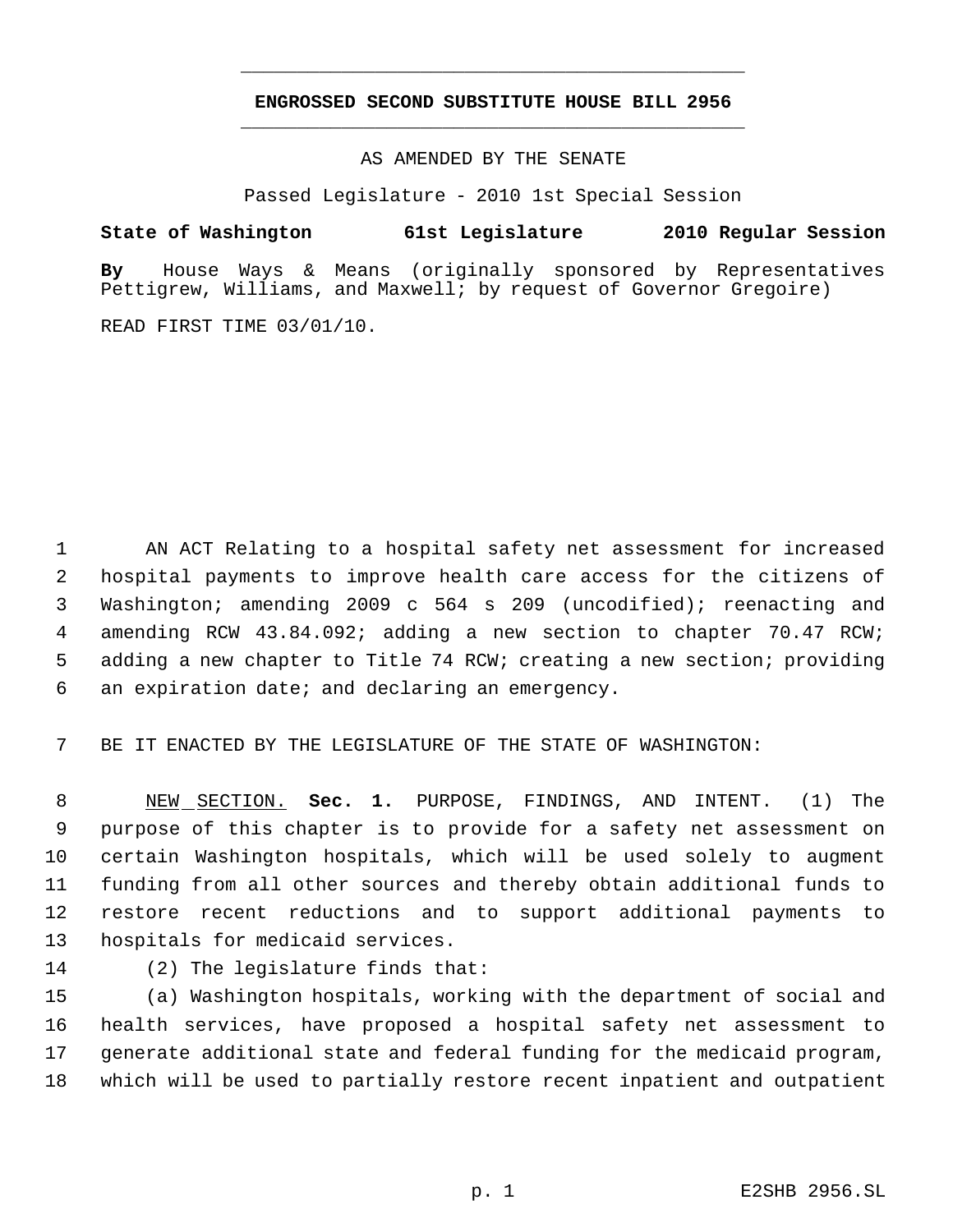**ENGROSSED SECOND SUBSTITUTE HOUSE BILL 2956**

AS AMENDED BY THE SENATE

Passed Legislature - 2010 1st Special Session

**State of Washington 61st Legislature 2010 Regular Session**

**By** House Ways & Means (originally sponsored by Representatives Pettigrew, Williams, and Maxwell; by request of Governor Gregoire)

READ FIRST TIME 03/01/10.

AN ACT Relating to a hospital safety net assessment for increased hospital payments to improve health care access for the citizens of Washington; amending 2009 c 564 s 209 (uncodified); reenacting and amending RCW 43.84.092; adding a new section to chapter 70.47 RCW; adding a new chapter to Title 74 RCW; creating a new section; providing an expiration date; and declaring an emergency.

BE IT ENACTED BY THE LEGISLATURE OF THE STATE OF WASHINGTON:

NEW SECTION. **Sec. 1.** PURPOSE, FINDINGS, AND INTENT. (1) The purpose of this chapter is to provide for a safety net assessment on certain Washington hospitals, which will be used solely to augment funding from all other sources and thereby obtain additional funds to restore recent reductions and to support additional payments to hospitals for medicaid services.

(2) The legislature finds that:

(a) Washington hospitals, working with the department of social and health services, have proposed a hospital safety net assessment to generate additional state and federal funding for the medicaid program, which will be used to partially restore recent inpatient and outpatient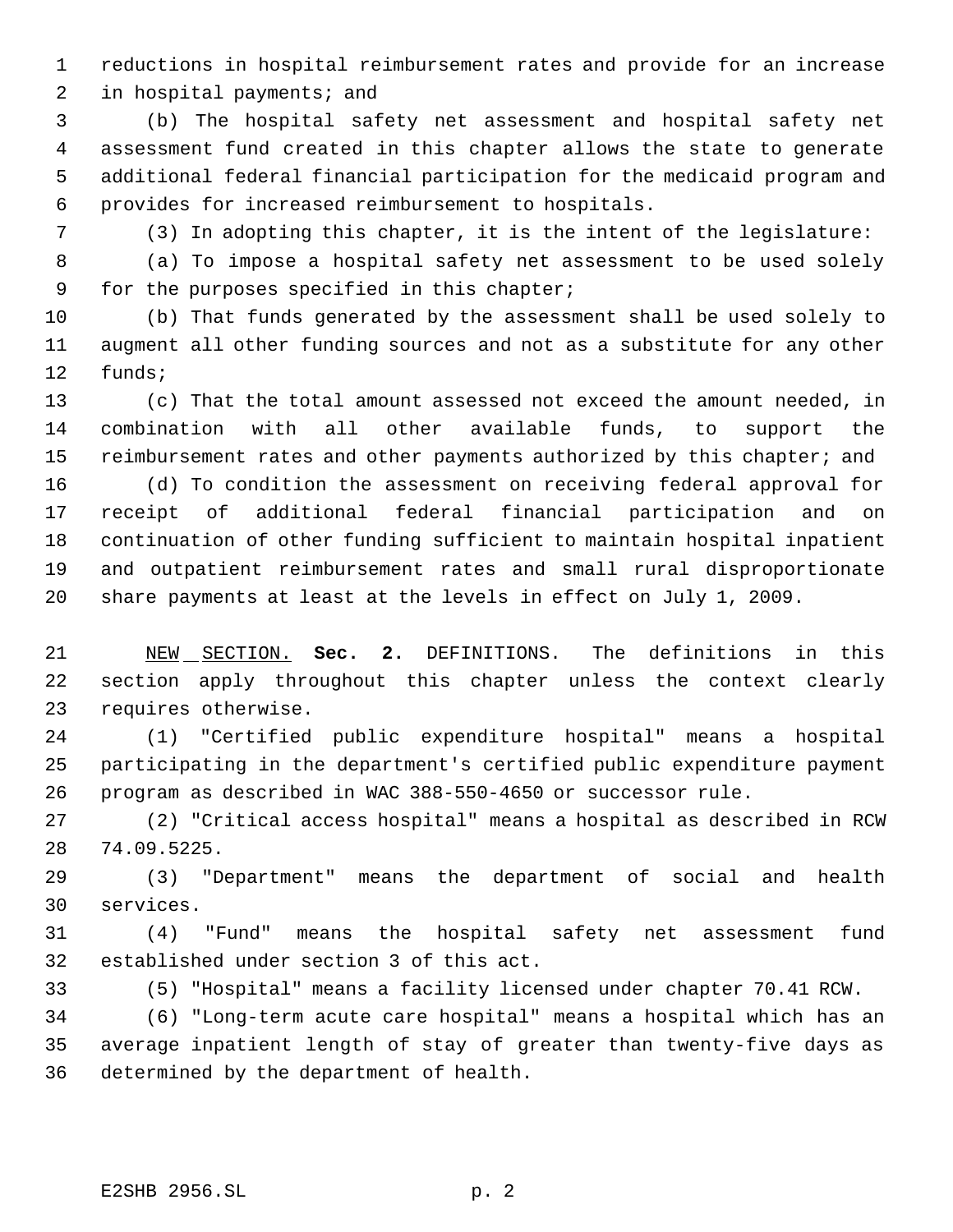reductions in hospital reimbursement rates and provide for an increase in hospital payments; and

(b) The hospital safety net assessment and hospital safety net assessment fund created in this chapter allows the state to generate additional federal financial participation for the medicaid program and provides for increased reimbursement to hospitals.

(3) In adopting this chapter, it is the intent of the legislature:

(a) To impose a hospital safety net assessment to be used solely for the purposes specified in this chapter;

(b) That funds generated by the assessment shall be used solely to augment all other funding sources and not as a substitute for any other funds;

(c) That the total amount assessed not exceed the amount needed, in combination with all other available funds, to support the reimbursement rates and other payments authorized by this chapter; and

(d) To condition the assessment on receiving federal approval for receipt of additional federal financial participation and on continuation of other funding sufficient to maintain hospital inpatient and outpatient reimbursement rates and small rural disproportionate share payments at least at the levels in effect on July 1, 2009.

NEW SECTION. **Sec. 2.** DEFINITIONS. The definitions in this section apply throughout this chapter unless the context clearly requires otherwise.

(1) "Certified public expenditure hospital" means a hospital participating in the department's certified public expenditure payment program as described in WAC 388-550-4650 or successor rule.

(2) "Critical access hospital" means a hospital as described in RCW 74.09.5225.

(3) "Department" means the department of social and health services.

(4) "Fund" means the hospital safety net assessment fund established under section 3 of this act.

(5) "Hospital" means a facility licensed under chapter 70.41 RCW.

(6) "Long-term acute care hospital" means a hospital which has an average inpatient length of stay of greater than twenty-five days as determined by the department of health.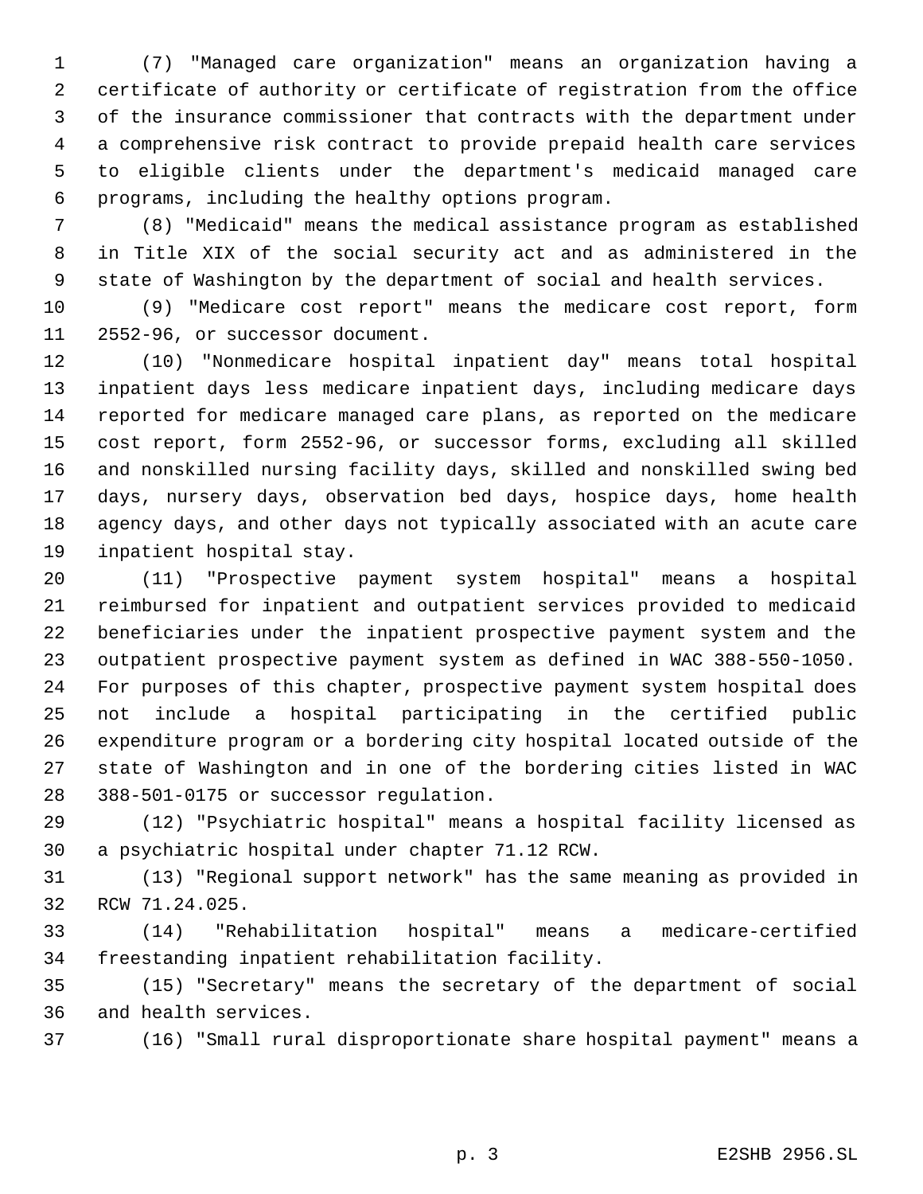(7) "Managed care organization" means an organization having a certificate of authority or certificate of registration from the office of the insurance commissioner that contracts with the department under a comprehensive risk contract to provide prepaid health care services to eligible clients under the department's medicaid managed care programs, including the healthy options program.

(8) "Medicaid" means the medical assistance program as established in Title XIX of the social security act and as administered in the state of Washington by the department of social and health services.

(9) "Medicare cost report" means the medicare cost report, form 2552-96, or successor document.

(10) "Nonmedicare hospital inpatient day" means total hospital inpatient days less medicare inpatient days, including medicare days reported for medicare managed care plans, as reported on the medicare cost report, form 2552-96, or successor forms, excluding all skilled and nonskilled nursing facility days, skilled and nonskilled swing bed days, nursery days, observation bed days, hospice days, home health agency days, and other days not typically associated with an acute care inpatient hospital stay.

(11) "Prospective payment system hospital" means a hospital reimbursed for inpatient and outpatient services provided to medicaid beneficiaries under the inpatient prospective payment system and the outpatient prospective payment system as defined in WAC 388-550-1050. For purposes of this chapter, prospective payment system hospital does not include a hospital participating in the certified public expenditure program or a bordering city hospital located outside of the state of Washington and in one of the bordering cities listed in WAC 388-501-0175 or successor regulation.

(12) "Psychiatric hospital" means a hospital facility licensed as a psychiatric hospital under chapter 71.12 RCW.

(13) "Regional support network" has the same meaning as provided in RCW 71.24.025.

(14) "Rehabilitation hospital" means a medicare-certified freestanding inpatient rehabilitation facility.

(15) "Secretary" means the secretary of the department of social and health services.

(16) "Small rural disproportionate share hospital payment" means a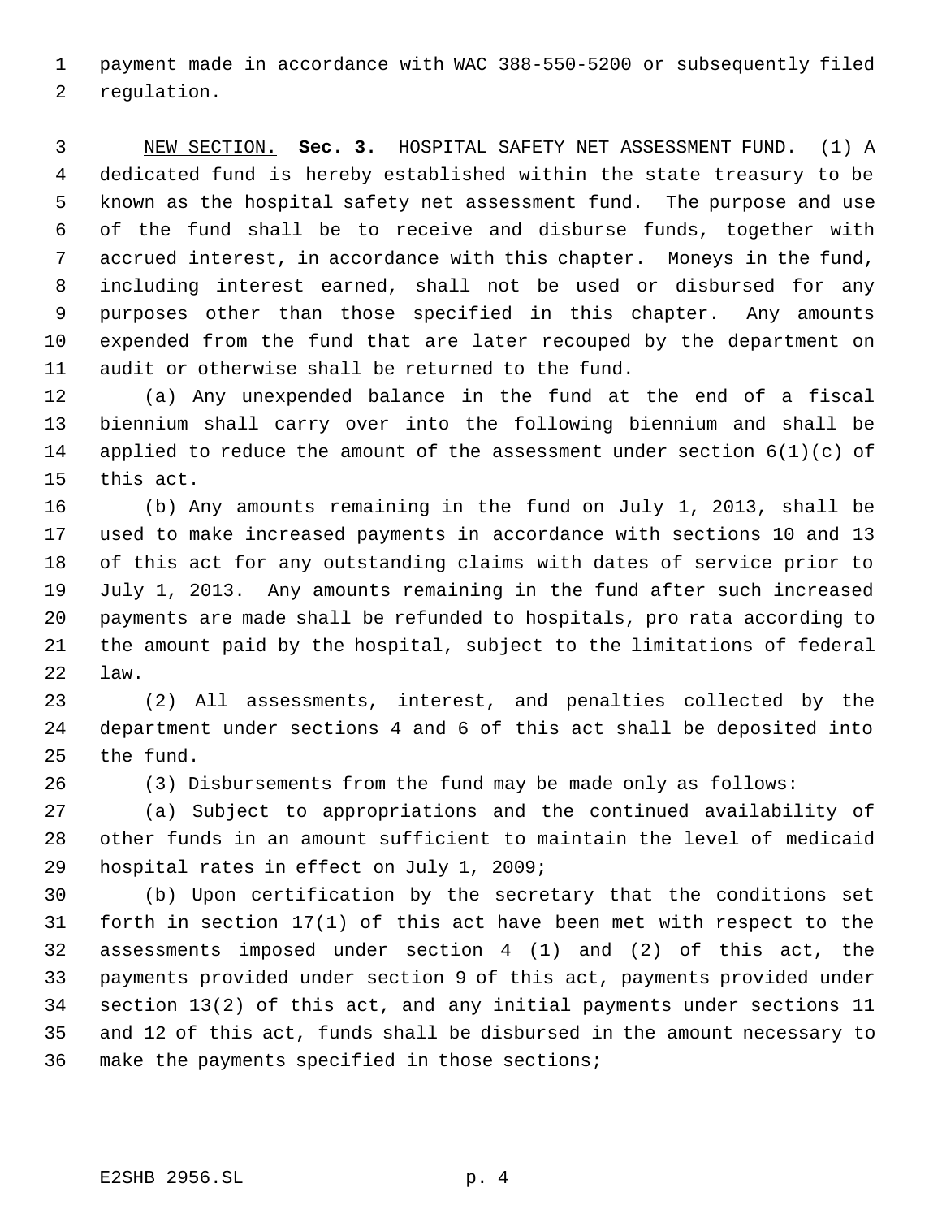payment made in accordance with WAC 388-550-5200 or subsequently filed regulation.

NEW SECTION. **Sec. 3.** HOSPITAL SAFETY NET ASSESSMENT FUND. (1) A dedicated fund is hereby established within the state treasury to be known as the hospital safety net assessment fund. The purpose and use of the fund shall be to receive and disburse funds, together with accrued interest, in accordance with this chapter. Moneys in the fund, including interest earned, shall not be used or disbursed for any purposes other than those specified in this chapter. Any amounts expended from the fund that are later recouped by the department on audit or otherwise shall be returned to the fund.

(a) Any unexpended balance in the fund at the end of a fiscal biennium shall carry over into the following biennium and shall be applied to reduce the amount of the assessment under section 6(1)(c) of this act.

(b) Any amounts remaining in the fund on July 1, 2013, shall be used to make increased payments in accordance with sections 10 and 13 of this act for any outstanding claims with dates of service prior to July 1, 2013. Any amounts remaining in the fund after such increased payments are made shall be refunded to hospitals, pro rata according to the amount paid by the hospital, subject to the limitations of federal law.

(2) All assessments, interest, and penalties collected by the department under sections 4 and 6 of this act shall be deposited into the fund.

(3) Disbursements from the fund may be made only as follows:

(a) Subject to appropriations and the continued availability of other funds in an amount sufficient to maintain the level of medicaid hospital rates in effect on July 1, 2009;

(b) Upon certification by the secretary that the conditions set forth in section 17(1) of this act have been met with respect to the assessments imposed under section 4 (1) and (2) of this act, the payments provided under section 9 of this act, payments provided under section 13(2) of this act, and any initial payments under sections 11 and 12 of this act, funds shall be disbursed in the amount necessary to make the payments specified in those sections;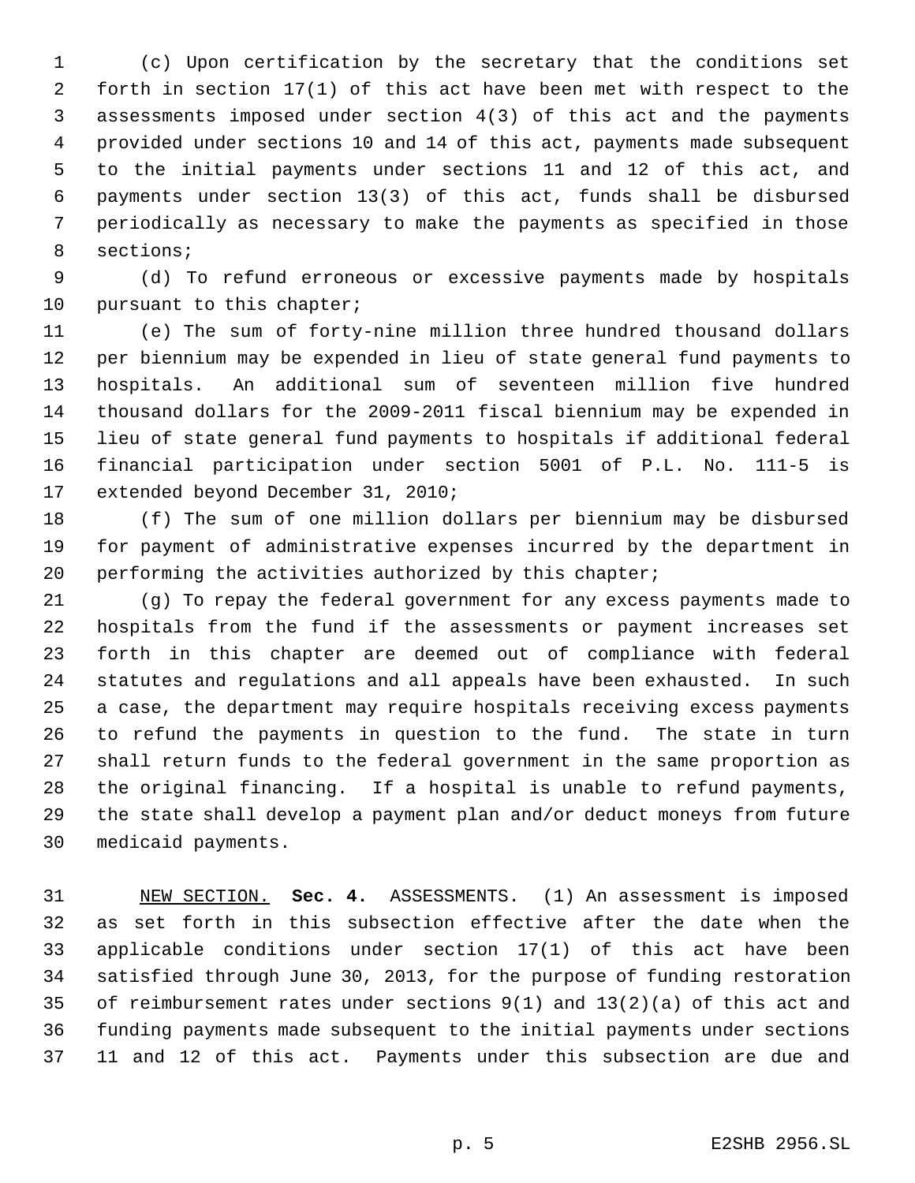(c) Upon certification by the secretary that the conditions set forth in section 17(1) of this act have been met with respect to the assessments imposed under section 4(3) of this act and the payments provided under sections 10 and 14 of this act, payments made subsequent to the initial payments under sections 11 and 12 of this act, and payments under section 13(3) of this act, funds shall be disbursed periodically as necessary to make the payments as specified in those sections;

(d) To refund erroneous or excessive payments made by hospitals pursuant to this chapter;

(e) The sum of forty-nine million three hundred thousand dollars per biennium may be expended in lieu of state general fund payments to hospitals. An additional sum of seventeen million five hundred thousand dollars for the 2009-2011 fiscal biennium may be expended in lieu of state general fund payments to hospitals if additional federal financial participation under section 5001 of P.L. No. 111-5 is extended beyond December 31, 2010;

(f) The sum of one million dollars per biennium may be disbursed for payment of administrative expenses incurred by the department in performing the activities authorized by this chapter;

(g) To repay the federal government for any excess payments made to hospitals from the fund if the assessments or payment increases set forth in this chapter are deemed out of compliance with federal statutes and regulations and all appeals have been exhausted. In such a case, the department may require hospitals receiving excess payments to refund the payments in question to the fund. The state in turn shall return funds to the federal government in the same proportion as the original financing. If a hospital is unable to refund payments, the state shall develop a payment plan and/or deduct moneys from future medicaid payments.

NEW SECTION. **Sec. 4.** ASSESSMENTS. (1) An assessment is imposed as set forth in this subsection effective after the date when the applicable conditions under section 17(1) of this act have been satisfied through June 30, 2013, for the purpose of funding restoration of reimbursement rates under sections 9(1) and 13(2)(a) of this act and funding payments made subsequent to the initial payments under sections 11 and 12 of this act. Payments under this subsection are due and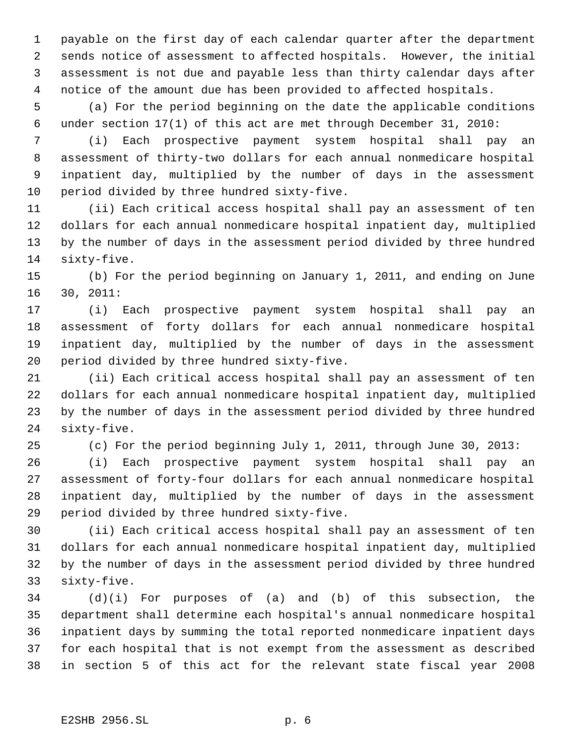payable on the first day of each calendar quarter after the department sends notice of assessment to affected hospitals. However, the initial assessment is not due and payable less than thirty calendar days after notice of the amount due has been provided to affected hospitals.

(a) For the period beginning on the date the applicable conditions under section 17(1) of this act are met through December 31, 2010:

(i) Each prospective payment system hospital shall pay an assessment of thirty-two dollars for each annual nonmedicare hospital inpatient day, multiplied by the number of days in the assessment period divided by three hundred sixty-five.

(ii) Each critical access hospital shall pay an assessment of ten dollars for each annual nonmedicare hospital inpatient day, multiplied by the number of days in the assessment period divided by three hundred sixty-five.

(b) For the period beginning on January 1, 2011, and ending on June 30, 2011:

(i) Each prospective payment system hospital shall pay an assessment of forty dollars for each annual nonmedicare hospital inpatient day, multiplied by the number of days in the assessment period divided by three hundred sixty-five.

(ii) Each critical access hospital shall pay an assessment of ten dollars for each annual nonmedicare hospital inpatient day, multiplied by the number of days in the assessment period divided by three hundred sixty-five.

(c) For the period beginning July 1, 2011, through June 30, 2013:

(i) Each prospective payment system hospital shall pay an assessment of forty-four dollars for each annual nonmedicare hospital inpatient day, multiplied by the number of days in the assessment period divided by three hundred sixty-five.

(ii) Each critical access hospital shall pay an assessment of ten dollars for each annual nonmedicare hospital inpatient day, multiplied by the number of days in the assessment period divided by three hundred sixty-five.

(d)(i) For purposes of (a) and (b) of this subsection, the department shall determine each hospital's annual nonmedicare hospital inpatient days by summing the total reported nonmedicare inpatient days for each hospital that is not exempt from the assessment as described in section 5 of this act for the relevant state fiscal year 2008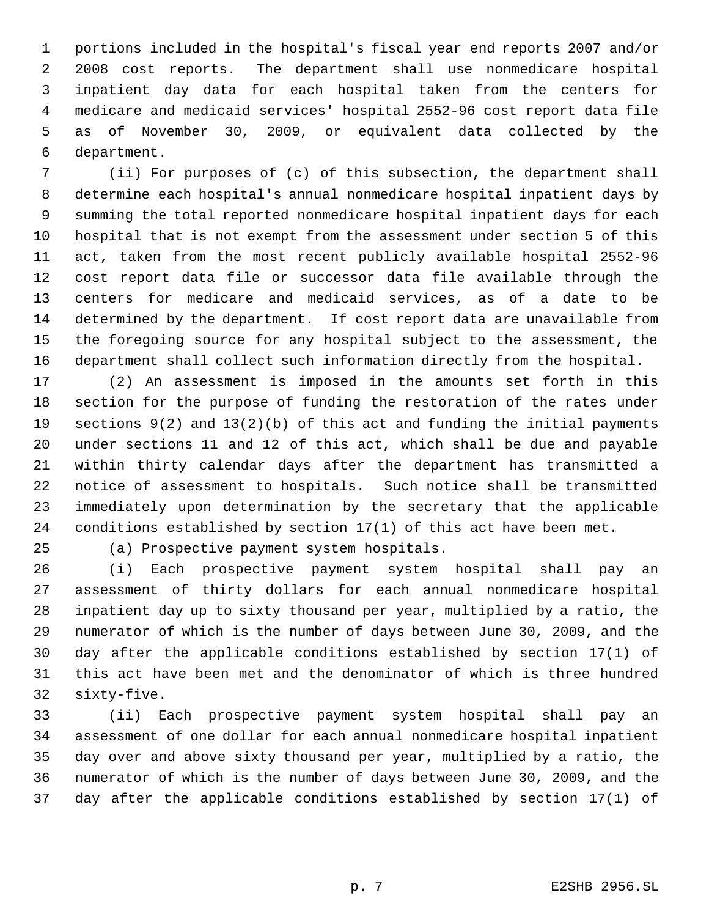portions included in the hospital's fiscal year end reports 2007 and/or 2008 cost reports. The department shall use nonmedicare hospital inpatient day data for each hospital taken from the centers for medicare and medicaid services' hospital 2552-96 cost report data file as of November 30, 2009, or equivalent data collected by the department.

(ii) For purposes of (c) of this subsection, the department shall determine each hospital's annual nonmedicare hospital inpatient days by summing the total reported nonmedicare hospital inpatient days for each hospital that is not exempt from the assessment under section 5 of this act, taken from the most recent publicly available hospital 2552-96 cost report data file or successor data file available through the centers for medicare and medicaid services, as of a date to be determined by the department. If cost report data are unavailable from the foregoing source for any hospital subject to the assessment, the department shall collect such information directly from the hospital.

(2) An assessment is imposed in the amounts set forth in this section for the purpose of funding the restoration of the rates under sections 9(2) and 13(2)(b) of this act and funding the initial payments under sections 11 and 12 of this act, which shall be due and payable within thirty calendar days after the department has transmitted a notice of assessment to hospitals. Such notice shall be transmitted immediately upon determination by the secretary that the applicable conditions established by section 17(1) of this act have been met.

(a) Prospective payment system hospitals.

(i) Each prospective payment system hospital shall pay an assessment of thirty dollars for each annual nonmedicare hospital inpatient day up to sixty thousand per year, multiplied by a ratio, the numerator of which is the number of days between June 30, 2009, and the day after the applicable conditions established by section 17(1) of this act have been met and the denominator of which is three hundred sixty-five.

(ii) Each prospective payment system hospital shall pay an assessment of one dollar for each annual nonmedicare hospital inpatient day over and above sixty thousand per year, multiplied by a ratio, the numerator of which is the number of days between June 30, 2009, and the day after the applicable conditions established by section 17(1) of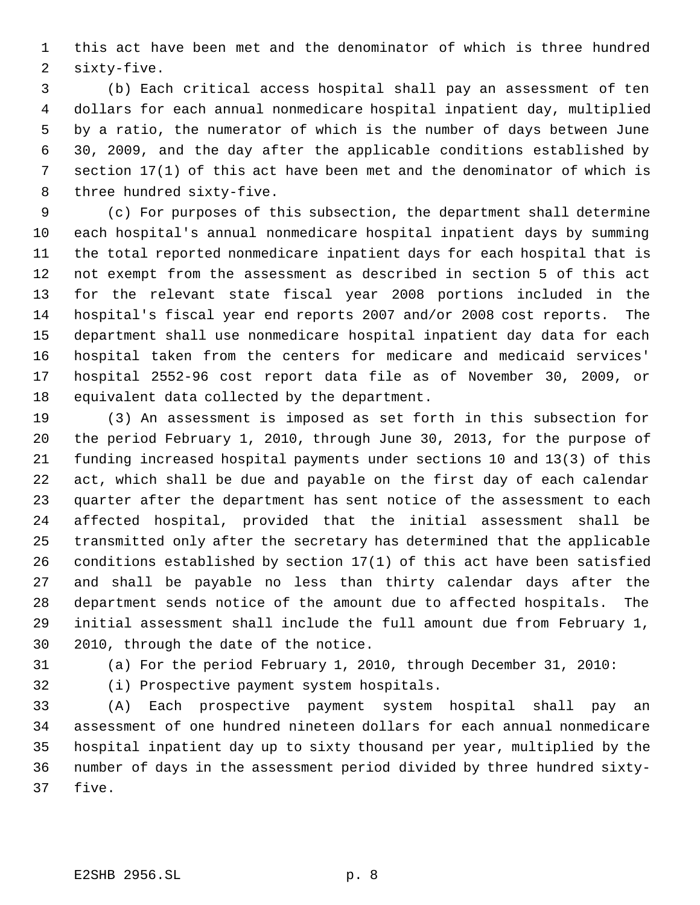this act have been met and the denominator of which is three hundred sixty-five.

(b) Each critical access hospital shall pay an assessment of ten dollars for each annual nonmedicare hospital inpatient day, multiplied by a ratio, the numerator of which is the number of days between June 30, 2009, and the day after the applicable conditions established by section 17(1) of this act have been met and the denominator of which is three hundred sixty-five.

(c) For purposes of this subsection, the department shall determine each hospital's annual nonmedicare hospital inpatient days by summing the total reported nonmedicare inpatient days for each hospital that is not exempt from the assessment as described in section 5 of this act for the relevant state fiscal year 2008 portions included in the hospital's fiscal year end reports 2007 and/or 2008 cost reports. The department shall use nonmedicare hospital inpatient day data for each hospital taken from the centers for medicare and medicaid services' hospital 2552-96 cost report data file as of November 30, 2009, or equivalent data collected by the department.

(3) An assessment is imposed as set forth in this subsection for the period February 1, 2010, through June 30, 2013, for the purpose of funding increased hospital payments under sections 10 and 13(3) of this act, which shall be due and payable on the first day of each calendar quarter after the department has sent notice of the assessment to each affected hospital, provided that the initial assessment shall be transmitted only after the secretary has determined that the applicable conditions established by section 17(1) of this act have been satisfied and shall be payable no less than thirty calendar days after the department sends notice of the amount due to affected hospitals. The initial assessment shall include the full amount due from February 1, 2010, through the date of the notice.

(a) For the period February 1, 2010, through December 31, 2010:

(i) Prospective payment system hospitals.

(A) Each prospective payment system hospital shall pay an assessment of one hundred nineteen dollars for each annual nonmedicare hospital inpatient day up to sixty thousand per year, multiplied by the number of days in the assessment period divided by three hundred sixty-five.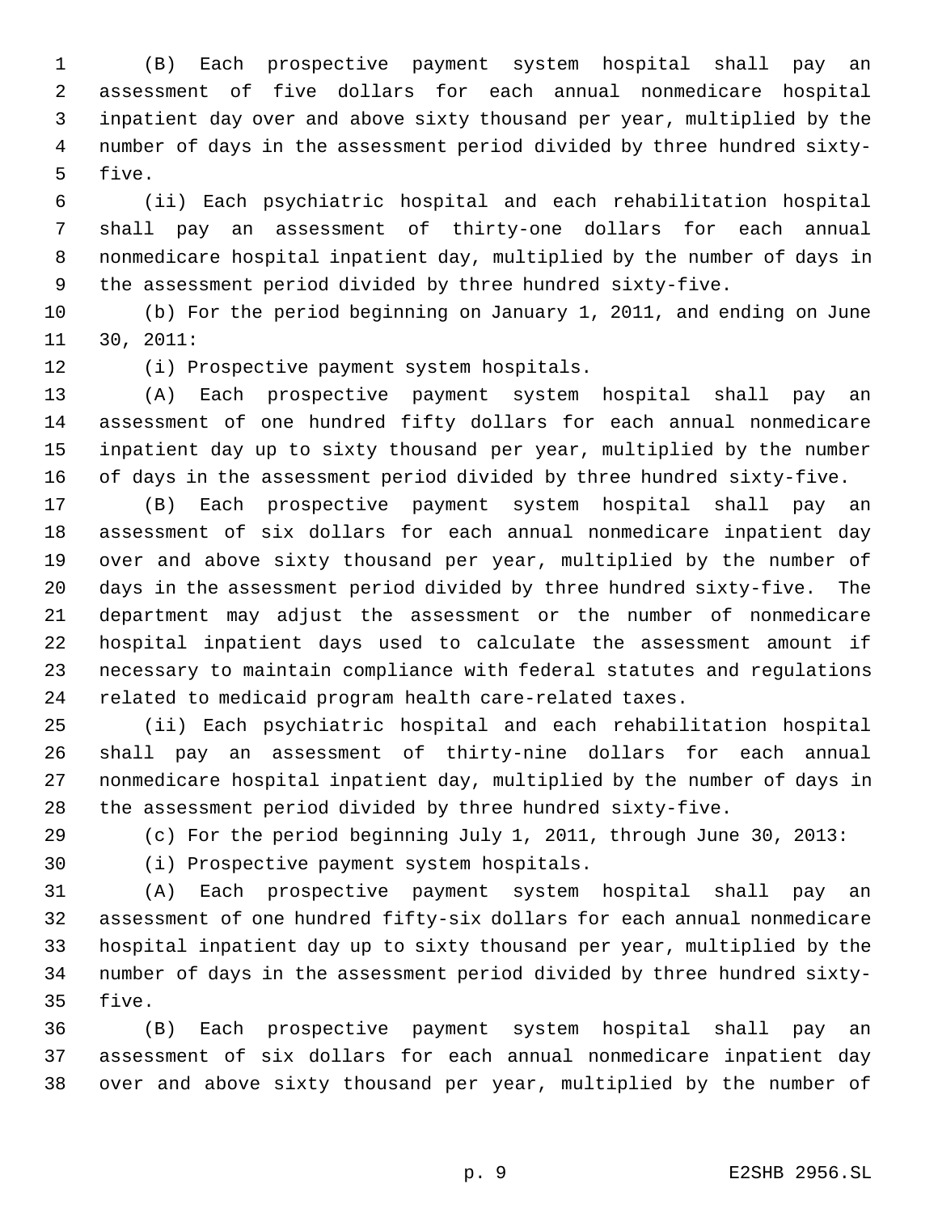(B) Each prospective payment system hospital shall pay an assessment of five dollars for each annual nonmedicare hospital inpatient day over and above sixty thousand per year, multiplied by the number of days in the assessment period divided by three hundred sixty-five.

(ii) Each psychiatric hospital and each rehabilitation hospital shall pay an assessment of thirty-one dollars for each annual nonmedicare hospital inpatient day, multiplied by the number of days in the assessment period divided by three hundred sixty-five.

(b) For the period beginning on January 1, 2011, and ending on June 30, 2011:

(i) Prospective payment system hospitals.

(A) Each prospective payment system hospital shall pay an assessment of one hundred fifty dollars for each annual nonmedicare inpatient day up to sixty thousand per year, multiplied by the number of days in the assessment period divided by three hundred sixty-five.

(B) Each prospective payment system hospital shall pay an assessment of six dollars for each annual nonmedicare inpatient day over and above sixty thousand per year, multiplied by the number of days in the assessment period divided by three hundred sixty-five. The department may adjust the assessment or the number of nonmedicare hospital inpatient days used to calculate the assessment amount if necessary to maintain compliance with federal statutes and regulations related to medicaid program health care-related taxes.

(ii) Each psychiatric hospital and each rehabilitation hospital shall pay an assessment of thirty-nine dollars for each annual nonmedicare hospital inpatient day, multiplied by the number of days in the assessment period divided by three hundred sixty-five.

(c) For the period beginning July 1, 2011, through June 30, 2013:

(i) Prospective payment system hospitals.

(A) Each prospective payment system hospital shall pay an assessment of one hundred fifty-six dollars for each annual nonmedicare hospital inpatient day up to sixty thousand per year, multiplied by the number of days in the assessment period divided by three hundred sixty-five.

(B) Each prospective payment system hospital shall pay an assessment of six dollars for each annual nonmedicare inpatient day over and above sixty thousand per year, multiplied by the number of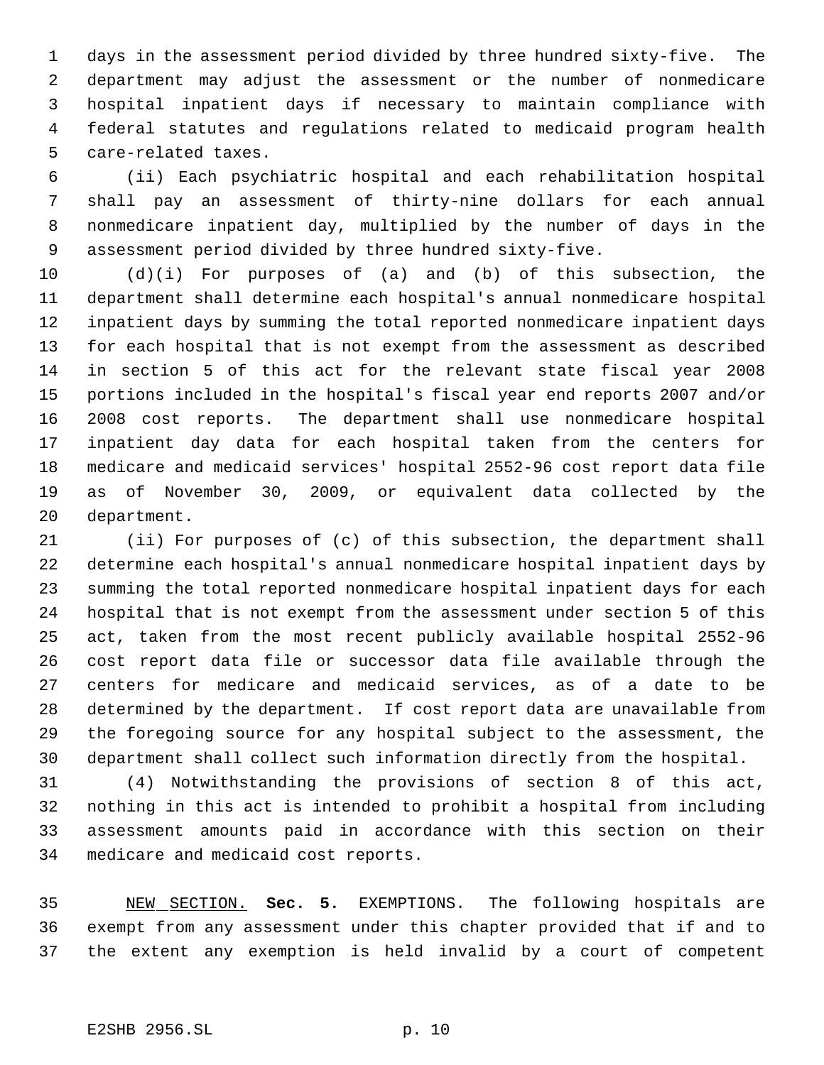days in the assessment period divided by three hundred sixty-five. The department may adjust the assessment or the number of nonmedicare hospital inpatient days if necessary to maintain compliance with federal statutes and regulations related to medicaid program health care-related taxes.

(ii) Each psychiatric hospital and each rehabilitation hospital shall pay an assessment of thirty-nine dollars for each annual nonmedicare inpatient day, multiplied by the number of days in the assessment period divided by three hundred sixty-five.

(d)(i) For purposes of (a) and (b) of this subsection, the department shall determine each hospital's annual nonmedicare hospital inpatient days by summing the total reported nonmedicare inpatient days for each hospital that is not exempt from the assessment as described in section 5 of this act for the relevant state fiscal year 2008 portions included in the hospital's fiscal year end reports 2007 and/or 2008 cost reports. The department shall use nonmedicare hospital inpatient day data for each hospital taken from the centers for medicare and medicaid services' hospital 2552-96 cost report data file as of November 30, 2009, or equivalent data collected by the department.

(ii) For purposes of (c) of this subsection, the department shall determine each hospital's annual nonmedicare hospital inpatient days by summing the total reported nonmedicare hospital inpatient days for each hospital that is not exempt from the assessment under section 5 of this act, taken from the most recent publicly available hospital 2552-96 cost report data file or successor data file available through the centers for medicare and medicaid services, as of a date to be determined by the department. If cost report data are unavailable from the foregoing source for any hospital subject to the assessment, the department shall collect such information directly from the hospital.

(4) Notwithstanding the provisions of section 8 of this act, nothing in this act is intended to prohibit a hospital from including assessment amounts paid in accordance with this section on their medicare and medicaid cost reports.

NEW SECTION. **Sec. 5.** EXEMPTIONS. The following hospitals are exempt from any assessment under this chapter provided that if and to the extent any exemption is held invalid by a court of competent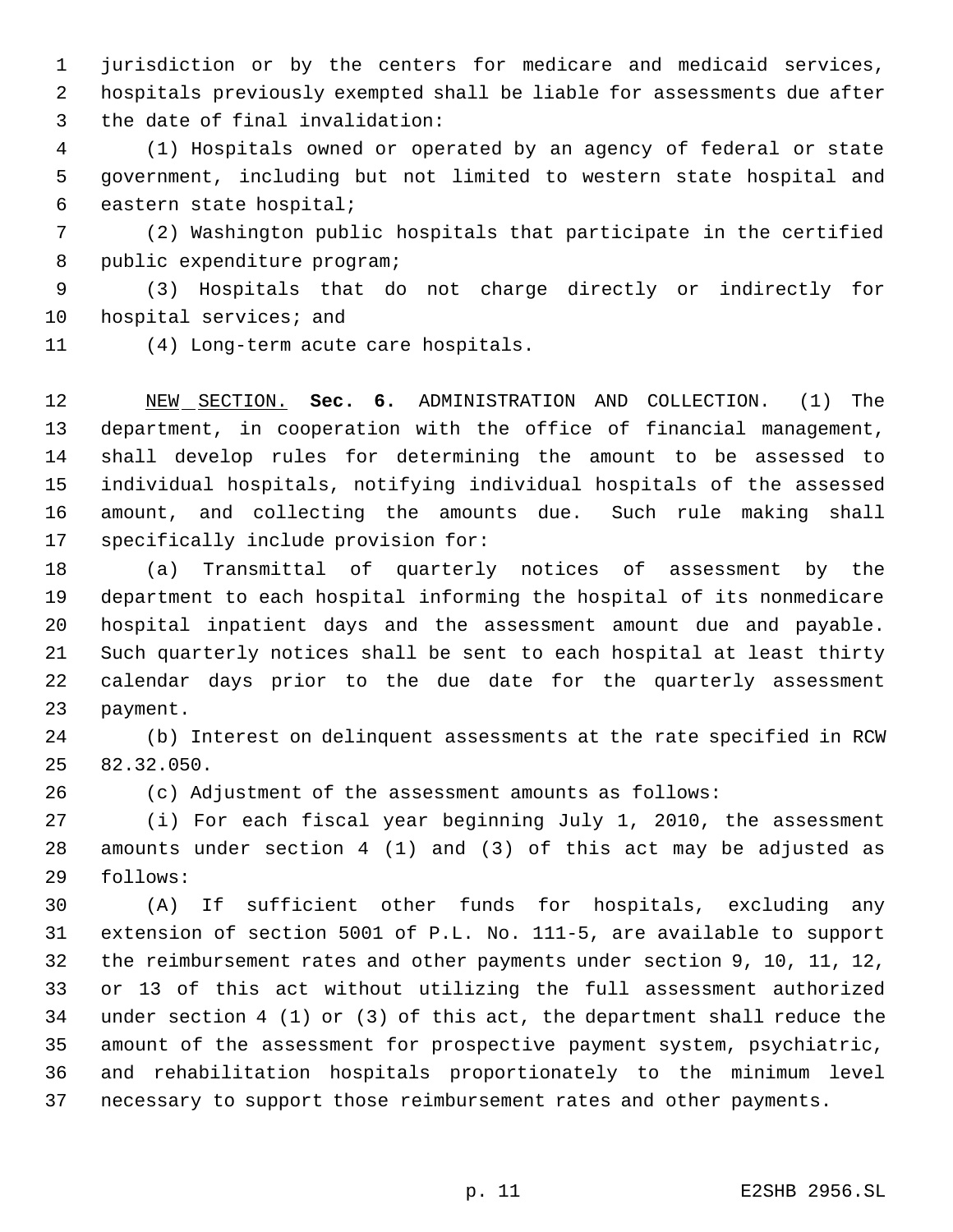jurisdiction or by the centers for medicare and medicaid services, hospitals previously exempted shall be liable for assessments due after the date of final invalidation:

(1) Hospitals owned or operated by an agency of federal or state government, including but not limited to western state hospital and eastern state hospital;

(2) Washington public hospitals that participate in the certified public expenditure program;

(3) Hospitals that do not charge directly or indirectly for hospital services; and

(4) Long-term acute care hospitals.

NEW SECTION. **Sec. 6.** ADMINISTRATION AND COLLECTION. (1) The department, in cooperation with the office of financial management, shall develop rules for determining the amount to be assessed to individual hospitals, notifying individual hospitals of the assessed amount, and collecting the amounts due. Such rule making shall specifically include provision for:

(a) Transmittal of quarterly notices of assessment by the department to each hospital informing the hospital of its nonmedicare hospital inpatient days and the assessment amount due and payable. Such quarterly notices shall be sent to each hospital at least thirty calendar days prior to the due date for the quarterly assessment payment.

(b) Interest on delinquent assessments at the rate specified in RCW 82.32.050.

(c) Adjustment of the assessment amounts as follows:

(i) For each fiscal year beginning July 1, 2010, the assessment amounts under section 4 (1) and (3) of this act may be adjusted as follows:

(A) If sufficient other funds for hospitals, excluding any extension of section 5001 of P.L. No. 111-5, are available to support the reimbursement rates and other payments under section 9, 10, 11, 12, or 13 of this act without utilizing the full assessment authorized under section 4 (1) or (3) of this act, the department shall reduce the amount of the assessment for prospective payment system, psychiatric, and rehabilitation hospitals proportionately to the minimum level necessary to support those reimbursement rates and other payments.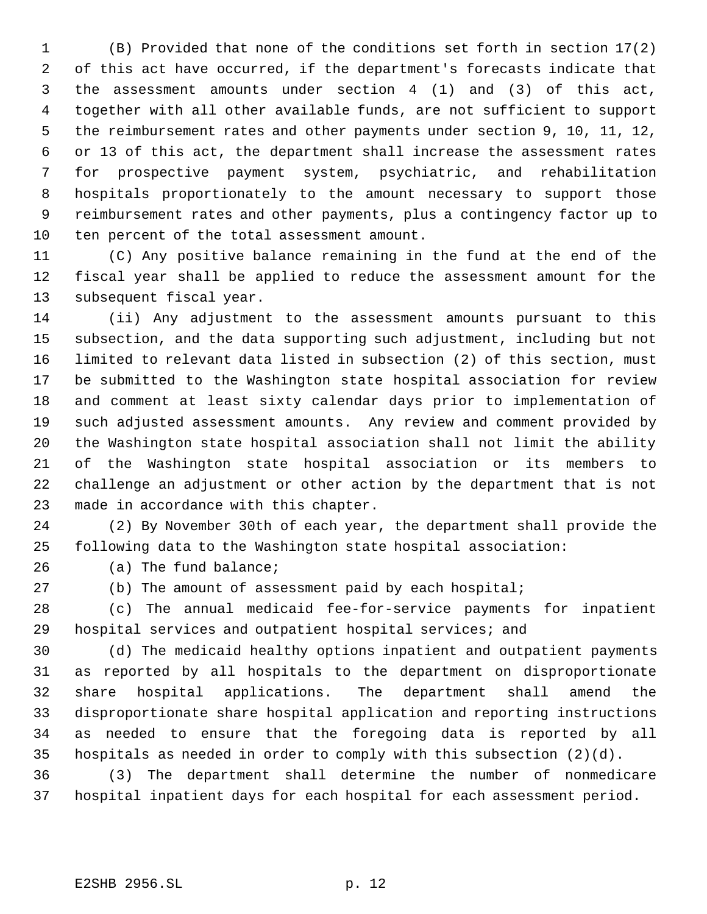(B) Provided that none of the conditions set forth in section 17(2) of this act have occurred, if the department's forecasts indicate that the assessment amounts under section 4 (1) and (3) of this act, together with all other available funds, are not sufficient to support the reimbursement rates and other payments under section 9, 10, 11, 12, or 13 of this act, the department shall increase the assessment rates for prospective payment system, psychiatric, and rehabilitation hospitals proportionately to the amount necessary to support those reimbursement rates and other payments, plus a contingency factor up to ten percent of the total assessment amount.

(C) Any positive balance remaining in the fund at the end of the fiscal year shall be applied to reduce the assessment amount for the subsequent fiscal year.

(ii) Any adjustment to the assessment amounts pursuant to this subsection, and the data supporting such adjustment, including but not limited to relevant data listed in subsection (2) of this section, must be submitted to the Washington state hospital association for review and comment at least sixty calendar days prior to implementation of such adjusted assessment amounts. Any review and comment provided by the Washington state hospital association shall not limit the ability of the Washington state hospital association or its members to challenge an adjustment or other action by the department that is not made in accordance with this chapter.

(2) By November 30th of each year, the department shall provide the following data to the Washington state hospital association:

(a) The fund balance;

(b) The amount of assessment paid by each hospital;

(c) The annual medicaid fee-for-service payments for inpatient hospital services and outpatient hospital services; and

(d) The medicaid healthy options inpatient and outpatient payments as reported by all hospitals to the department on disproportionate share hospital applications. The department shall amend the disproportionate share hospital application and reporting instructions as needed to ensure that the foregoing data is reported by all hospitals as needed in order to comply with this subsection (2)(d).

(3) The department shall determine the number of nonmedicare hospital inpatient days for each hospital for each assessment period.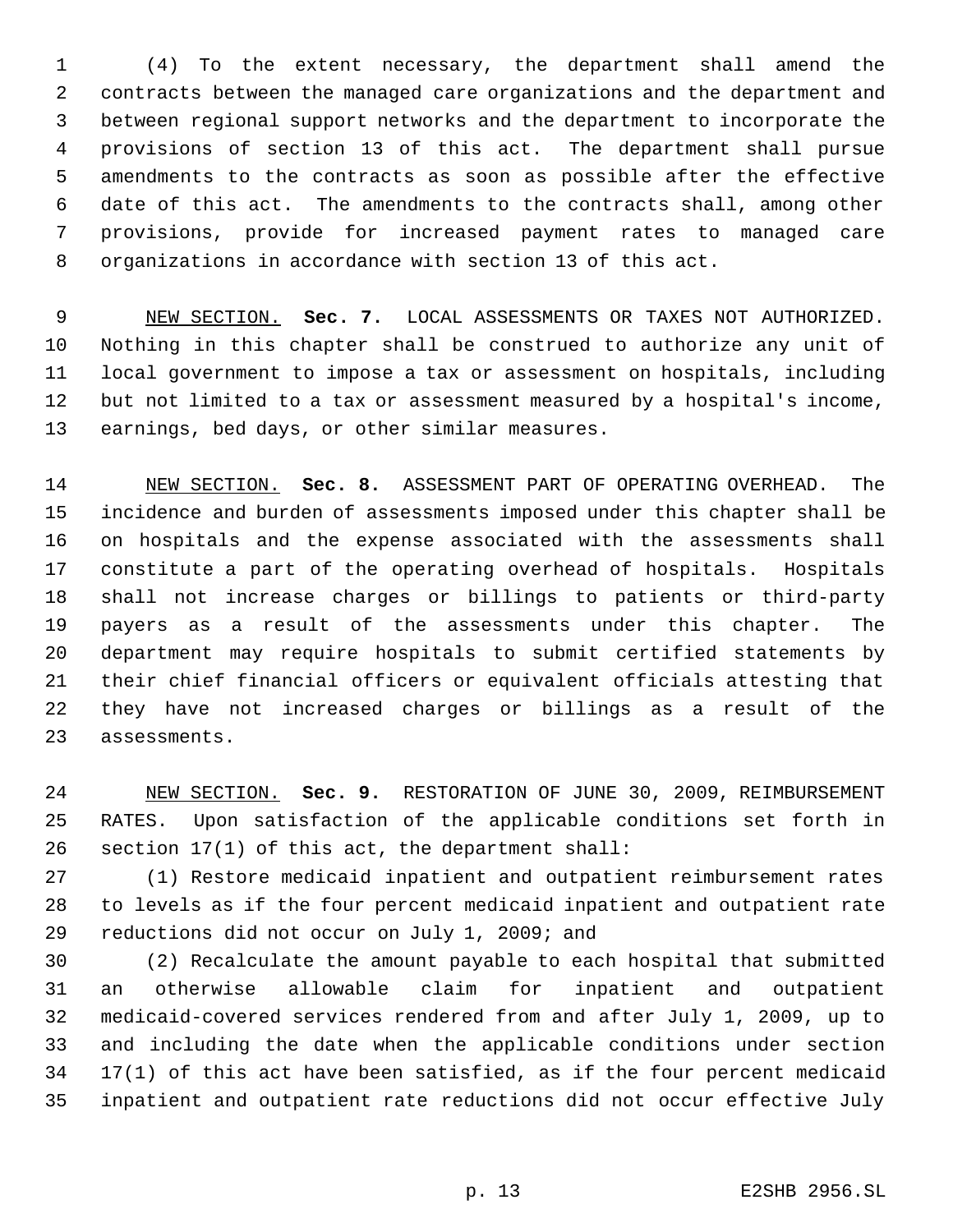(4) To the extent necessary, the department shall amend the contracts between the managed care organizations and the department and between regional support networks and the department to incorporate the provisions of section 13 of this act. The department shall pursue amendments to the contracts as soon as possible after the effective date of this act. The amendments to the contracts shall, among other provisions, provide for increased payment rates to managed care organizations in accordance with section 13 of this act.

NEW SECTION. **Sec. 7.** LOCAL ASSESSMENTS OR TAXES NOT AUTHORIZED. Nothing in this chapter shall be construed to authorize any unit of local government to impose a tax or assessment on hospitals, including but not limited to a tax or assessment measured by a hospital's income, earnings, bed days, or other similar measures.

NEW SECTION. **Sec. 8.** ASSESSMENT PART OF OPERATING OVERHEAD. The incidence and burden of assessments imposed under this chapter shall be on hospitals and the expense associated with the assessments shall constitute a part of the operating overhead of hospitals. Hospitals shall not increase charges or billings to patients or third-party payers as a result of the assessments under this chapter. The department may require hospitals to submit certified statements by their chief financial officers or equivalent officials attesting that they have not increased charges or billings as a result of the assessments.

NEW SECTION. **Sec. 9.** RESTORATION OF JUNE 30, 2009, REIMBURSEMENT RATES. Upon satisfaction of the applicable conditions set forth in section 17(1) of this act, the department shall:

(1) Restore medicaid inpatient and outpatient reimbursement rates to levels as if the four percent medicaid inpatient and outpatient rate reductions did not occur on July 1, 2009; and

(2) Recalculate the amount payable to each hospital that submitted an otherwise allowable claim for inpatient and outpatient medicaid-covered services rendered from and after July 1, 2009, up to and including the date when the applicable conditions under section 17(1) of this act have been satisfied, as if the four percent medicaid inpatient and outpatient rate reductions did not occur effective July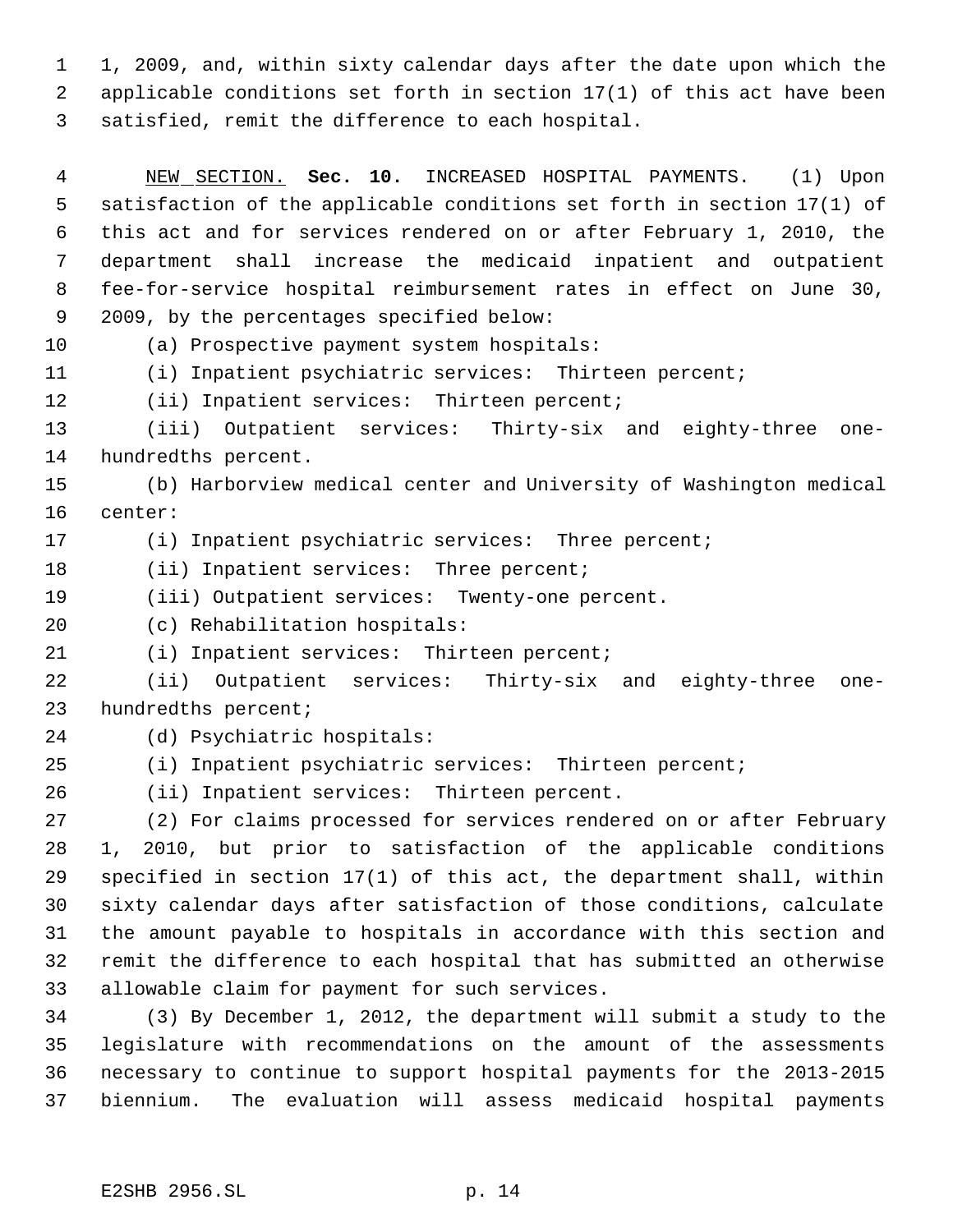1, 2009, and, within sixty calendar days after the date upon which the applicable conditions set forth in section 17(1) of this act have been satisfied, remit the difference to each hospital.

NEW SECTION. **Sec. 10.** INCREASED HOSPITAL PAYMENTS. (1) Upon satisfaction of the applicable conditions set forth in section 17(1) of this act and for services rendered on or after February 1, 2010, the department shall increase the medicaid inpatient and outpatient fee-for-service hospital reimbursement rates in effect on June 30, 2009, by the percentages specified below:

(a) Prospective payment system hospitals:

(i) Inpatient psychiatric services: Thirteen percent;

(ii) Inpatient services: Thirteen percent;

(iii) Outpatient services: Thirty-six and eighty-three one-hundredths percent.

(b) Harborview medical center and University of Washington medical center:

(i) Inpatient psychiatric services: Three percent;

(ii) Inpatient services: Three percent;

(iii) Outpatient services: Twenty-one percent.

(c) Rehabilitation hospitals:

(i) Inpatient services: Thirteen percent;

(ii) Outpatient services: Thirty-six and eighty-three one-hundredths percent;

(d) Psychiatric hospitals:

(i) Inpatient psychiatric services: Thirteen percent;

(ii) Inpatient services: Thirteen percent.

(2) For claims processed for services rendered on or after February 1, 2010, but prior to satisfaction of the applicable conditions specified in section 17(1) of this act, the department shall, within sixty calendar days after satisfaction of those conditions, calculate the amount payable to hospitals in accordance with this section and remit the difference to each hospital that has submitted an otherwise allowable claim for payment for such services.

(3) By December 1, 2012, the department will submit a study to the legislature with recommendations on the amount of the assessments necessary to continue to support hospital payments for the 2013-2015 biennium. The evaluation will assess medicaid hospital payments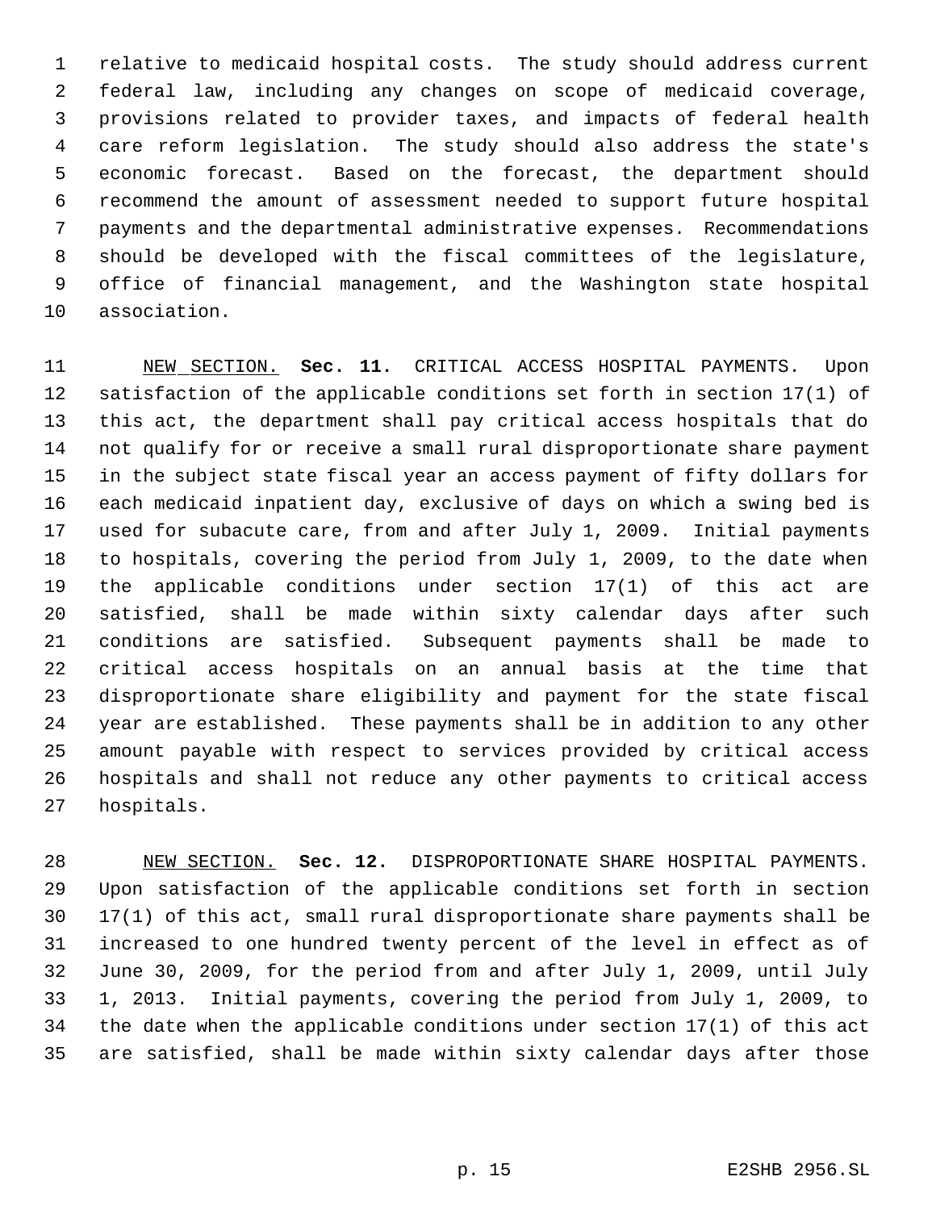relative to medicaid hospital costs. The study should address current federal law, including any changes on scope of medicaid coverage, provisions related to provider taxes, and impacts of federal health care reform legislation. The study should also address the state's economic forecast. Based on the forecast, the department should recommend the amount of assessment needed to support future hospital payments and the departmental administrative expenses. Recommendations should be developed with the fiscal committees of the legislature, office of financial management, and the Washington state hospital association.

NEW SECTION. **Sec. 11.** CRITICAL ACCESS HOSPITAL PAYMENTS. Upon satisfaction of the applicable conditions set forth in section 17(1) of this act, the department shall pay critical access hospitals that do not qualify for or receive a small rural disproportionate share payment in the subject state fiscal year an access payment of fifty dollars for each medicaid inpatient day, exclusive of days on which a swing bed is used for subacute care, from and after July 1, 2009. Initial payments to hospitals, covering the period from July 1, 2009, to the date when the applicable conditions under section 17(1) of this act are satisfied, shall be made within sixty calendar days after such conditions are satisfied. Subsequent payments shall be made to critical access hospitals on an annual basis at the time that disproportionate share eligibility and payment for the state fiscal year are established. These payments shall be in addition to any other amount payable with respect to services provided by critical access hospitals and shall not reduce any other payments to critical access hospitals.

NEW SECTION. **Sec. 12.** DISPROPORTIONATE SHARE HOSPITAL PAYMENTS. Upon satisfaction of the applicable conditions set forth in section 17(1) of this act, small rural disproportionate share payments shall be increased to one hundred twenty percent of the level in effect as of June 30, 2009, for the period from and after July 1, 2009, until July 1, 2013. Initial payments, covering the period from July 1, 2009, to the date when the applicable conditions under section 17(1) of this act are satisfied, shall be made within sixty calendar days after those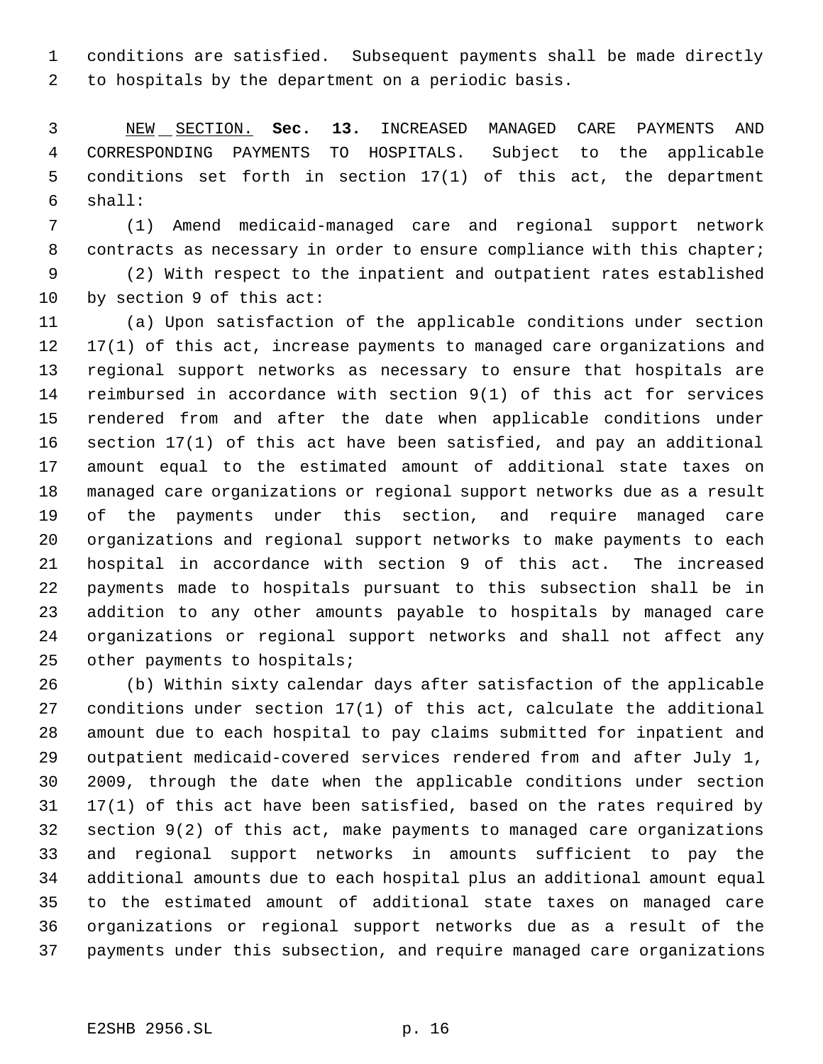conditions are satisfied. Subsequent payments shall be made directly to hospitals by the department on a periodic basis.

NEW SECTION. **Sec. 13.** INCREASED MANAGED CARE PAYMENTS AND CORRESPONDING PAYMENTS TO HOSPITALS. Subject to the applicable conditions set forth in section 17(1) of this act, the department shall:

(1) Amend medicaid-managed care and regional support network contracts as necessary in order to ensure compliance with this chapter;

(2) With respect to the inpatient and outpatient rates established by section 9 of this act:

(a) Upon satisfaction of the applicable conditions under section 17(1) of this act, increase payments to managed care organizations and regional support networks as necessary to ensure that hospitals are reimbursed in accordance with section 9(1) of this act for services rendered from and after the date when applicable conditions under section 17(1) of this act have been satisfied, and pay an additional amount equal to the estimated amount of additional state taxes on managed care organizations or regional support networks due as a result of the payments under this section, and require managed care organizations and regional support networks to make payments to each hospital in accordance with section 9 of this act. The increased payments made to hospitals pursuant to this subsection shall be in addition to any other amounts payable to hospitals by managed care organizations or regional support networks and shall not affect any other payments to hospitals;

(b) Within sixty calendar days after satisfaction of the applicable conditions under section 17(1) of this act, calculate the additional amount due to each hospital to pay claims submitted for inpatient and outpatient medicaid-covered services rendered from and after July 1, 2009, through the date when the applicable conditions under section 17(1) of this act have been satisfied, based on the rates required by section 9(2) of this act, make payments to managed care organizations and regional support networks in amounts sufficient to pay the additional amounts due to each hospital plus an additional amount equal to the estimated amount of additional state taxes on managed care organizations or regional support networks due as a result of the payments under this subsection, and require managed care organizations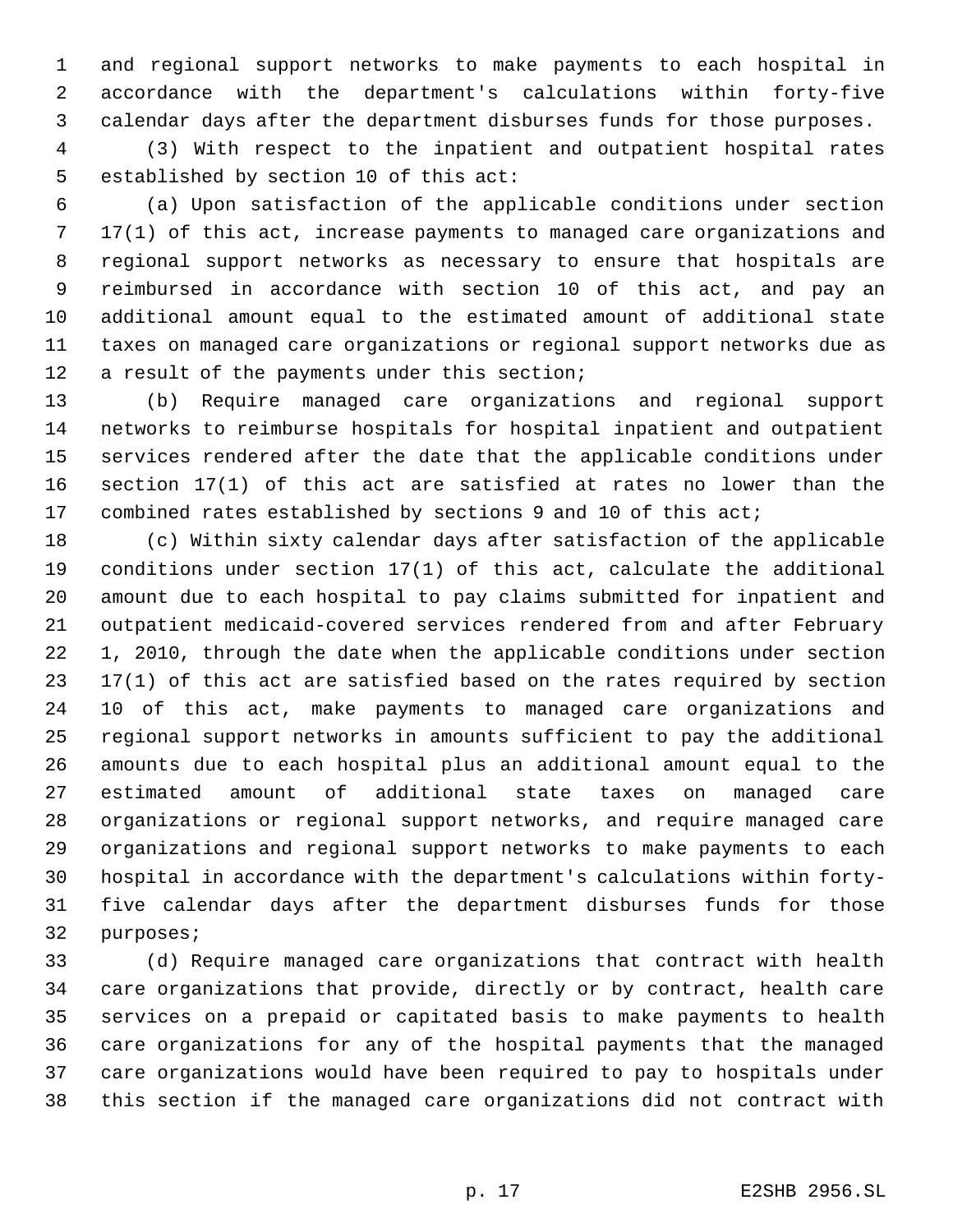and regional support networks to make payments to each hospital in accordance with the department's calculations within forty-five calendar days after the department disburses funds for those purposes.

(3) With respect to the inpatient and outpatient hospital rates established by section 10 of this act:

(a) Upon satisfaction of the applicable conditions under section 17(1) of this act, increase payments to managed care organizations and regional support networks as necessary to ensure that hospitals are reimbursed in accordance with section 10 of this act, and pay an additional amount equal to the estimated amount of additional state taxes on managed care organizations or regional support networks due as a result of the payments under this section;

(b) Require managed care organizations and regional support networks to reimburse hospitals for hospital inpatient and outpatient services rendered after the date that the applicable conditions under section 17(1) of this act are satisfied at rates no lower than the combined rates established by sections 9 and 10 of this act;

(c) Within sixty calendar days after satisfaction of the applicable conditions under section 17(1) of this act, calculate the additional amount due to each hospital to pay claims submitted for inpatient and outpatient medicaid-covered services rendered from and after February 1, 2010, through the date when the applicable conditions under section 17(1) of this act are satisfied based on the rates required by section 10 of this act, make payments to managed care organizations and regional support networks in amounts sufficient to pay the additional amounts due to each hospital plus an additional amount equal to the estimated amount of additional state taxes on managed care organizations or regional support networks, and require managed care organizations and regional support networks to make payments to each hospital in accordance with the department's calculations within forty-five calendar days after the department disburses funds for those purposes;

(d) Require managed care organizations that contract with health care organizations that provide, directly or by contract, health care services on a prepaid or capitated basis to make payments to health care organizations for any of the hospital payments that the managed care organizations would have been required to pay to hospitals under this section if the managed care organizations did not contract with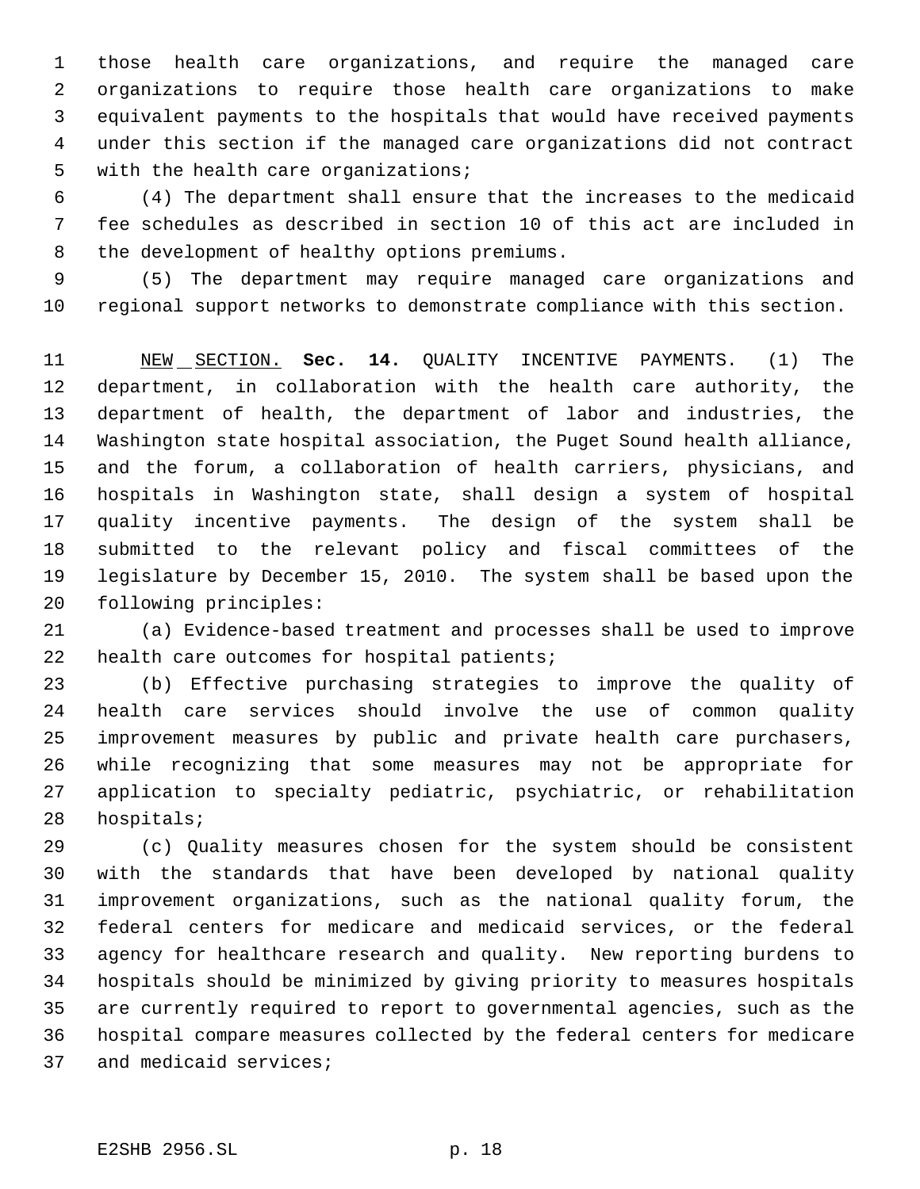those health care organizations, and require the managed care organizations to require those health care organizations to make equivalent payments to the hospitals that would have received payments under this section if the managed care organizations did not contract with the health care organizations;

(4) The department shall ensure that the increases to the medicaid fee schedules as described in section 10 of this act are included in the development of healthy options premiums.

(5) The department may require managed care organizations and regional support networks to demonstrate compliance with this section.

NEW SECTION. **Sec. 14.** QUALITY INCENTIVE PAYMENTS. (1) The department, in collaboration with the health care authority, the department of health, the department of labor and industries, the Washington state hospital association, the Puget Sound health alliance, and the forum, a collaboration of health carriers, physicians, and hospitals in Washington state, shall design a system of hospital quality incentive payments. The design of the system shall be submitted to the relevant policy and fiscal committees of the legislature by December 15, 2010. The system shall be based upon the following principles:

(a) Evidence-based treatment and processes shall be used to improve health care outcomes for hospital patients;

(b) Effective purchasing strategies to improve the quality of health care services should involve the use of common quality improvement measures by public and private health care purchasers, while recognizing that some measures may not be appropriate for application to specialty pediatric, psychiatric, or rehabilitation hospitals;

(c) Quality measures chosen for the system should be consistent with the standards that have been developed by national quality improvement organizations, such as the national quality forum, the federal centers for medicare and medicaid services, or the federal agency for healthcare research and quality. New reporting burdens to hospitals should be minimized by giving priority to measures hospitals are currently required to report to governmental agencies, such as the hospital compare measures collected by the federal centers for medicare and medicaid services;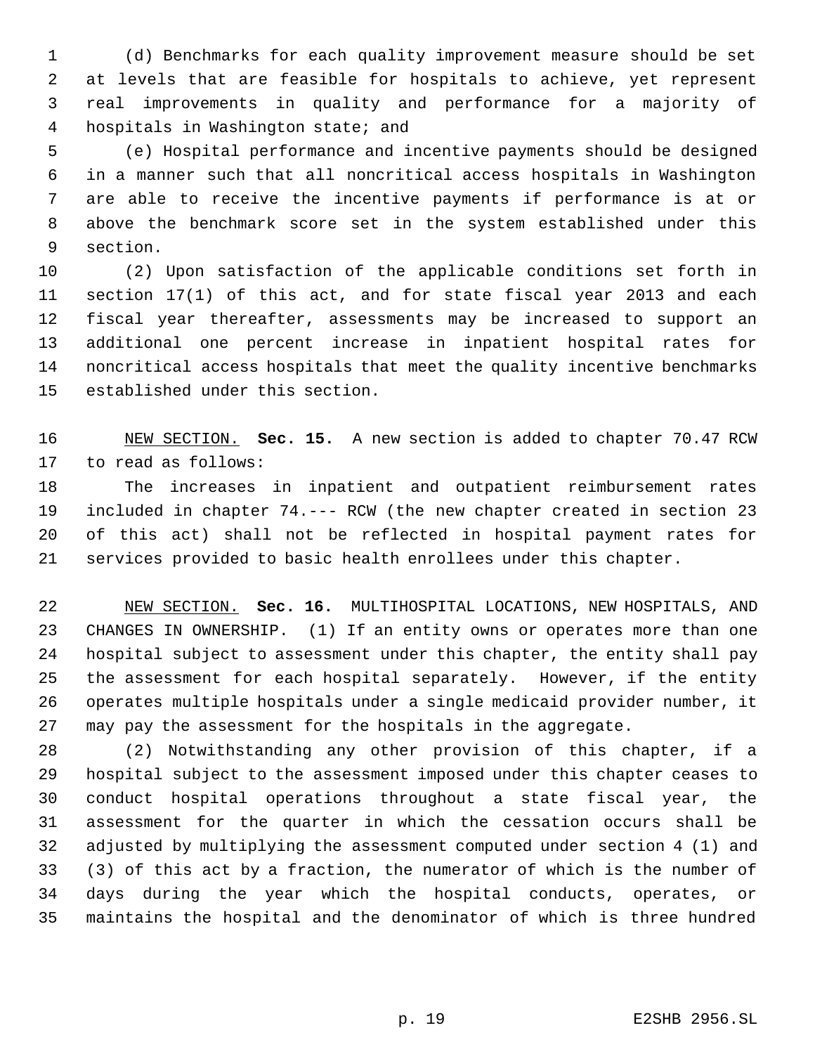(d) Benchmarks for each quality improvement measure should be set at levels that are feasible for hospitals to achieve, yet represent real improvements in quality and performance for a majority of hospitals in Washington state; and

(e) Hospital performance and incentive payments should be designed in a manner such that all noncritical access hospitals in Washington are able to receive the incentive payments if performance is at or above the benchmark score set in the system established under this section.

(2) Upon satisfaction of the applicable conditions set forth in section 17(1) of this act, and for state fiscal year 2013 and each fiscal year thereafter, assessments may be increased to support an additional one percent increase in inpatient hospital rates for noncritical access hospitals that meet the quality incentive benchmarks established under this section.

NEW SECTION. **Sec. 15.** A new section is added to chapter 70.47 RCW to read as follows:

The increases in inpatient and outpatient reimbursement rates included in chapter 74.--- RCW (the new chapter created in section 23 of this act) shall not be reflected in hospital payment rates for services provided to basic health enrollees under this chapter.

NEW SECTION. **Sec. 16.** MULTIHOSPITAL LOCATIONS, NEW HOSPITALS, AND CHANGES IN OWNERSHIP. (1) If an entity owns or operates more than one hospital subject to assessment under this chapter, the entity shall pay the assessment for each hospital separately. However, if the entity operates multiple hospitals under a single medicaid provider number, it may pay the assessment for the hospitals in the aggregate.

(2) Notwithstanding any other provision of this chapter, if a hospital subject to the assessment imposed under this chapter ceases to conduct hospital operations throughout a state fiscal year, the assessment for the quarter in which the cessation occurs shall be adjusted by multiplying the assessment computed under section 4 (1) and (3) of this act by a fraction, the numerator of which is the number of days during the year which the hospital conducts, operates, or maintains the hospital and the denominator of which is three hundred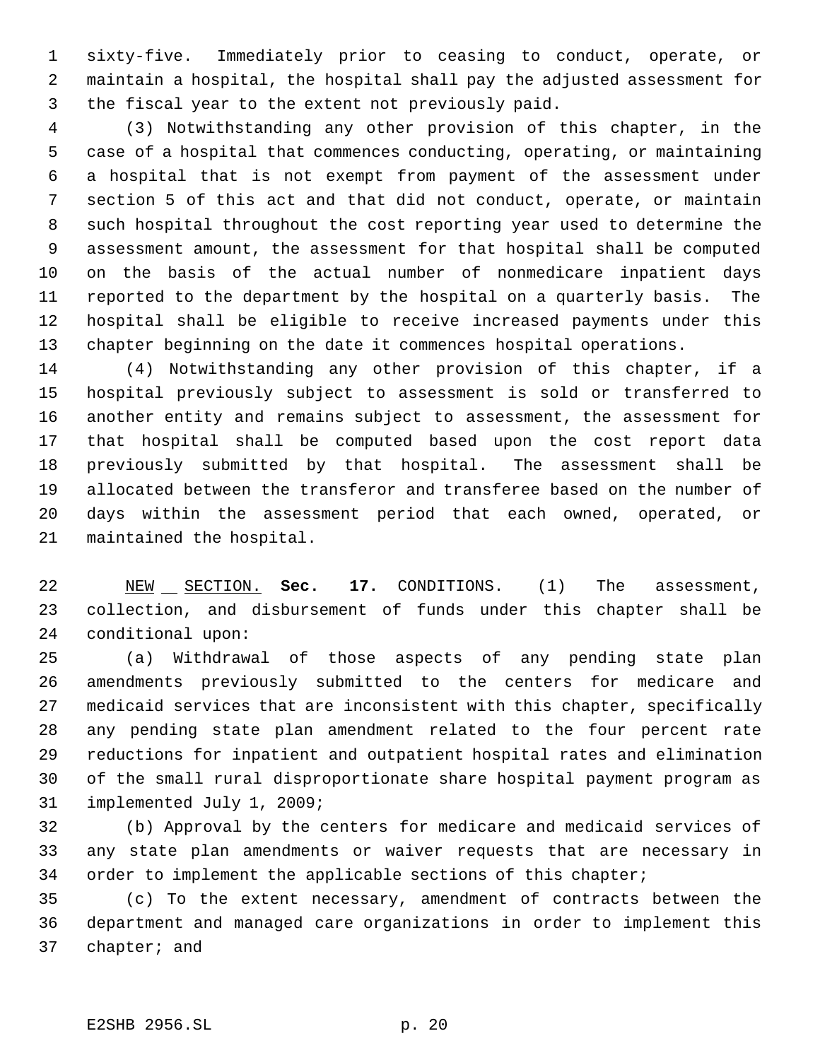sixty-five. Immediately prior to ceasing to conduct, operate, or maintain a hospital, the hospital shall pay the adjusted assessment for the fiscal year to the extent not previously paid.

(3) Notwithstanding any other provision of this chapter, in the case of a hospital that commences conducting, operating, or maintaining a hospital that is not exempt from payment of the assessment under section 5 of this act and that did not conduct, operate, or maintain such hospital throughout the cost reporting year used to determine the assessment amount, the assessment for that hospital shall be computed on the basis of the actual number of nonmedicare inpatient days reported to the department by the hospital on a quarterly basis. The hospital shall be eligible to receive increased payments under this chapter beginning on the date it commences hospital operations.

(4) Notwithstanding any other provision of this chapter, if a hospital previously subject to assessment is sold or transferred to another entity and remains subject to assessment, the assessment for that hospital shall be computed based upon the cost report data previously submitted by that hospital. The assessment shall be allocated between the transferor and transferee based on the number of days within the assessment period that each owned, operated, or maintained the hospital.

NEW SECTION. **Sec. 17.** CONDITIONS. (1) The assessment, collection, and disbursement of funds under this chapter shall be conditional upon:

(a) Withdrawal of those aspects of any pending state plan amendments previously submitted to the centers for medicare and medicaid services that are inconsistent with this chapter, specifically any pending state plan amendment related to the four percent rate reductions for inpatient and outpatient hospital rates and elimination of the small rural disproportionate share hospital payment program as implemented July 1, 2009;

(b) Approval by the centers for medicare and medicaid services of any state plan amendments or waiver requests that are necessary in order to implement the applicable sections of this chapter;

(c) To the extent necessary, amendment of contracts between the department and managed care organizations in order to implement this chapter; and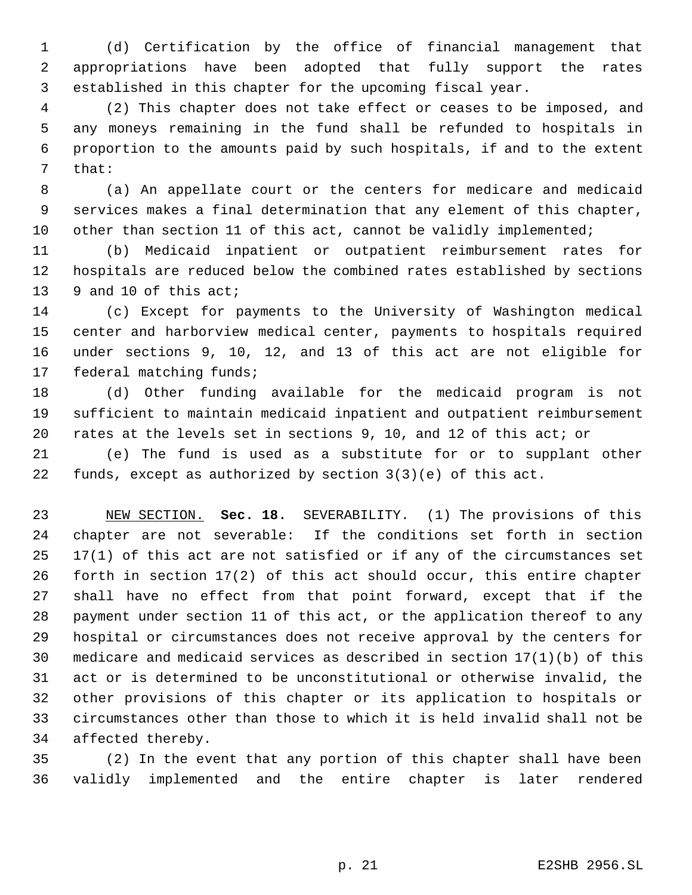(d) Certification by the office of financial management that appropriations have been adopted that fully support the rates established in this chapter for the upcoming fiscal year.

(2) This chapter does not take effect or ceases to be imposed, and any moneys remaining in the fund shall be refunded to hospitals in proportion to the amounts paid by such hospitals, if and to the extent that:

(a) An appellate court or the centers for medicare and medicaid services makes a final determination that any element of this chapter, other than section 11 of this act, cannot be validly implemented;

(b) Medicaid inpatient or outpatient reimbursement rates for hospitals are reduced below the combined rates established by sections 9 and 10 of this act;

(c) Except for payments to the University of Washington medical center and harborview medical center, payments to hospitals required under sections 9, 10, 12, and 13 of this act are not eligible for federal matching funds;

(d) Other funding available for the medicaid program is not sufficient to maintain medicaid inpatient and outpatient reimbursement rates at the levels set in sections 9, 10, and 12 of this act; or

(e) The fund is used as a substitute for or to supplant other funds, except as authorized by section 3(3)(e) of this act.

NEW SECTION. **Sec. 18.** SEVERABILITY. (1) The provisions of this chapter are not severable: If the conditions set forth in section 17(1) of this act are not satisfied or if any of the circumstances set forth in section 17(2) of this act should occur, this entire chapter shall have no effect from that point forward, except that if the payment under section 11 of this act, or the application thereof to any hospital or circumstances does not receive approval by the centers for medicare and medicaid services as described in section 17(1)(b) of this act or is determined to be unconstitutional or otherwise invalid, the other provisions of this chapter or its application to hospitals or circumstances other than those to which it is held invalid shall not be affected thereby.

(2) In the event that any portion of this chapter shall have been validly implemented and the entire chapter is later rendered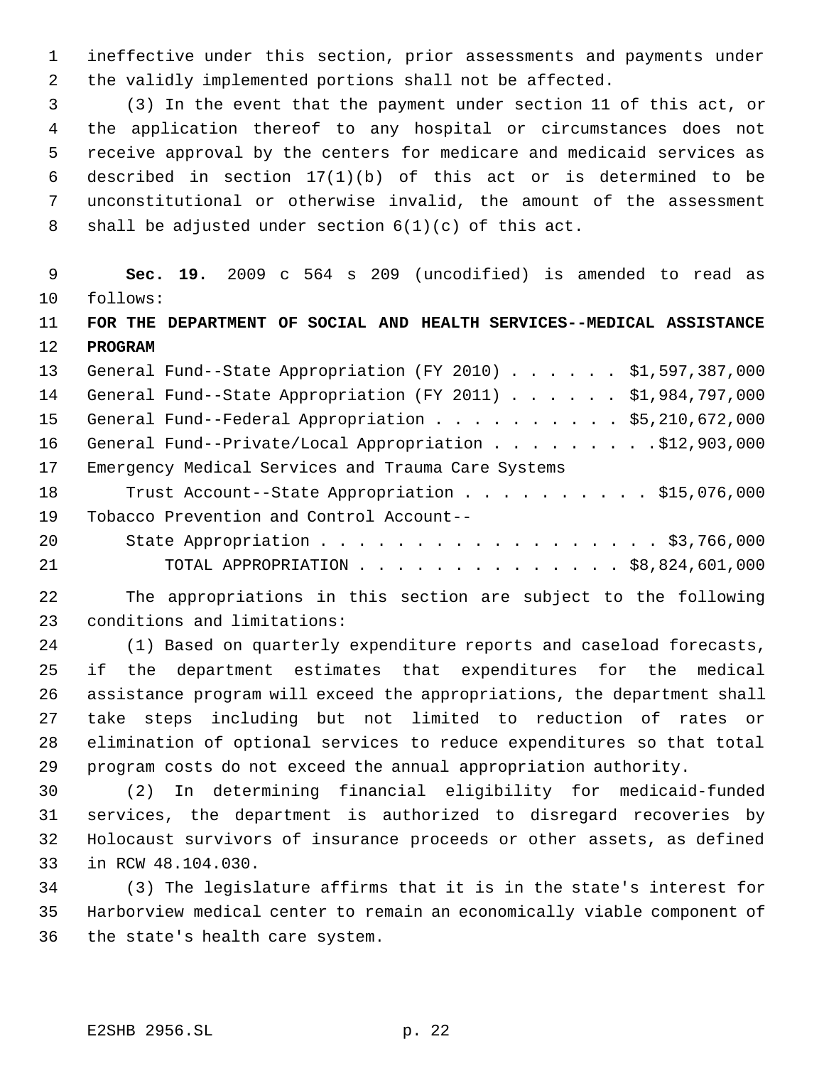ineffective under this section, prior assessments and payments under the validly implemented portions shall not be affected.

(3) In the event that the payment under section 11 of this act, or the application thereof to any hospital or circumstances does not receive approval by the centers for medicare and medicaid services as described in section 17(1)(b) of this act or is determined to be unconstitutional or otherwise invalid, the amount of the assessment shall be adjusted under section 6(1)(c) of this act.

**Sec. 19.** 2009 c 564 s 209 (uncodified) is amended to read as follows:

**FOR THE DEPARTMENT OF SOCIAL AND HEALTH SERVICES--MEDICAL ASSISTANCE PROGRAM**

General Fund--State Appropriation (FY 2010) . . . . . . $1,597,387,000
General Fund--State Appropriation (FY 2011) . . . . . . $1,984,797,000
General Fund--Federal Appropriation . . . . . . . . . . $5,210,672,000
General Fund--Private/Local Appropriation . . . . . . . . . $12,903,000
Emergency Medical Services and Trauma Care Systems
Trust Account--State Appropriation . . . . . . . . . . $15,076,000
Tobacco Prevention and Control Account--
State Appropriation . . . . . . . . . . . . . . . . . . $3,766,000
TOTAL APPROPRIATION . . . . . . . . . . . . . . $8,824,601,000

The appropriations in this section are subject to the following conditions and limitations:

(1) Based on quarterly expenditure reports and caseload forecasts, if the department estimates that expenditures for the medical assistance program will exceed the appropriations, the department shall take steps including but not limited to reduction of rates or elimination of optional services to reduce expenditures so that total program costs do not exceed the annual appropriation authority.

(2) In determining financial eligibility for medicaid-funded services, the department is authorized to disregard recoveries by Holocaust survivors of insurance proceeds or other assets, as defined in RCW 48.104.030.

(3) The legislature affirms that it is in the state's interest for Harborview medical center to remain an economically viable component of the state's health care system.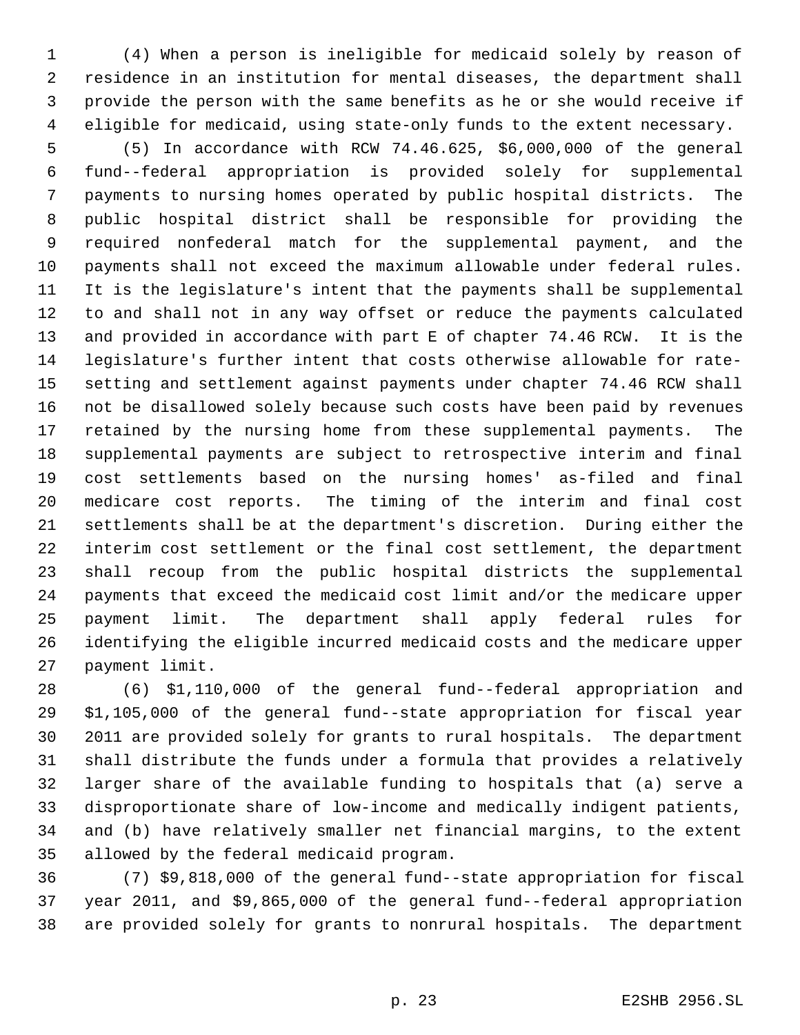(4) When a person is ineligible for medicaid solely by reason of residence in an institution for mental diseases, the department shall provide the person with the same benefits as he or she would receive if eligible for medicaid, using state-only funds to the extent necessary.

(5) In accordance with RCW 74.46.625, $6,000,000 of the general fund--federal appropriation is provided solely for supplemental payments to nursing homes operated by public hospital districts. The public hospital district shall be responsible for providing the required nonfederal match for the supplemental payment, and the payments shall not exceed the maximum allowable under federal rules. It is the legislature's intent that the payments shall be supplemental to and shall not in any way offset or reduce the payments calculated and provided in accordance with part E of chapter 74.46 RCW. It is the legislature's further intent that costs otherwise allowable for rate-setting and settlement against payments under chapter 74.46 RCW shall not be disallowed solely because such costs have been paid by revenues retained by the nursing home from these supplemental payments. The supplemental payments are subject to retrospective interim and final cost settlements based on the nursing homes' as-filed and final medicare cost reports. The timing of the interim and final cost settlements shall be at the department's discretion. During either the interim cost settlement or the final cost settlement, the department shall recoup from the public hospital districts the supplemental payments that exceed the medicaid cost limit and/or the medicare upper payment limit. The department shall apply federal rules for identifying the eligible incurred medicaid costs and the medicare upper payment limit.

(6) $1,110,000 of the general fund--federal appropriation and $1,105,000 of the general fund--state appropriation for fiscal year 2011 are provided solely for grants to rural hospitals. The department shall distribute the funds under a formula that provides a relatively larger share of the available funding to hospitals that (a) serve a disproportionate share of low-income and medically indigent patients, and (b) have relatively smaller net financial margins, to the extent allowed by the federal medicaid program.

(7) $9,818,000 of the general fund--state appropriation for fiscal year 2011, and $9,865,000 of the general fund--federal appropriation are provided solely for grants to nonrural hospitals. The department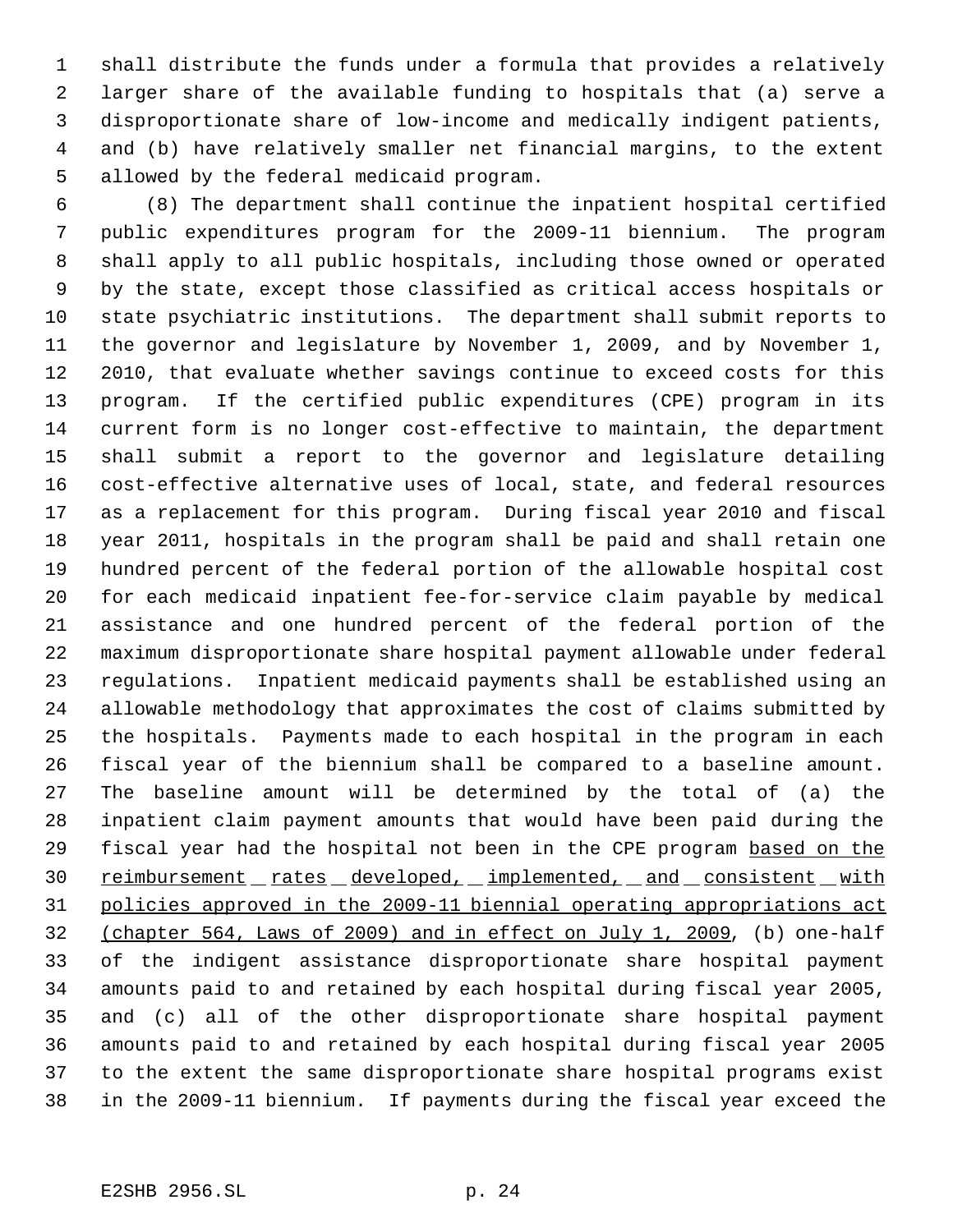shall distribute the funds under a formula that provides a relatively larger share of the available funding to hospitals that (a) serve a disproportionate share of low-income and medically indigent patients, and (b) have relatively smaller net financial margins, to the extent allowed by the federal medicaid program.

(8) The department shall continue the inpatient hospital certified public expenditures program for the 2009-11 biennium. The program shall apply to all public hospitals, including those owned or operated by the state, except those classified as critical access hospitals or state psychiatric institutions. The department shall submit reports to the governor and legislature by November 1, 2009, and by November 1, 2010, that evaluate whether savings continue to exceed costs for this program. If the certified public expenditures (CPE) program in its current form is no longer cost-effective to maintain, the department shall submit a report to the governor and legislature detailing cost-effective alternative uses of local, state, and federal resources as a replacement for this program. During fiscal year 2010 and fiscal year 2011, hospitals in the program shall be paid and shall retain one hundred percent of the federal portion of the allowable hospital cost for each medicaid inpatient fee-for-service claim payable by medical assistance and one hundred percent of the federal portion of the maximum disproportionate share hospital payment allowable under federal regulations. Inpatient medicaid payments shall be established using an allowable methodology that approximates the cost of claims submitted by the hospitals. Payments made to each hospital in the program in each fiscal year of the biennium shall be compared to a baseline amount. The baseline amount will be determined by the total of (a) the inpatient claim payment amounts that would have been paid during the fiscal year had the hospital not been in the CPE program <u>based on the reimbursement rates developed, implemented, and consistent with policies approved in the 2009-11 biennial operating appropriations act (chapter 564, Laws of 2009) and in effect on July 1, 2009</u>, (b) one-half of the indigent assistance disproportionate share hospital payment amounts paid to and retained by each hospital during fiscal year 2005, and (c) all of the other disproportionate share hospital payment amounts paid to and retained by each hospital during fiscal year 2005 to the extent the same disproportionate share hospital programs exist in the 2009-11 biennium. If payments during the fiscal year exceed the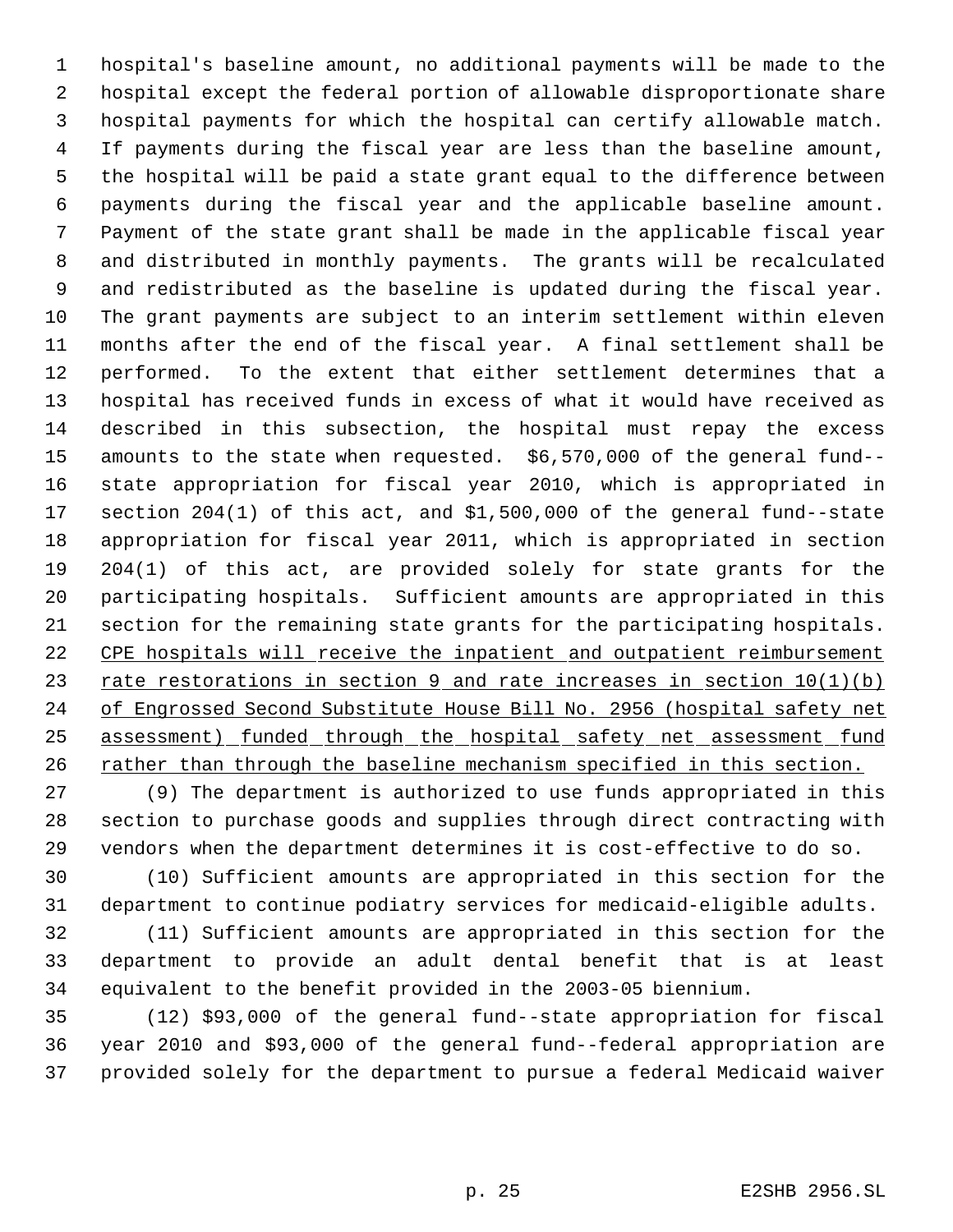hospital's baseline amount, no additional payments will be made to the hospital except the federal portion of allowable disproportionate share hospital payments for which the hospital can certify allowable match. If payments during the fiscal year are less than the baseline amount, the hospital will be paid a state grant equal to the difference between payments during the fiscal year and the applicable baseline amount. Payment of the state grant shall be made in the applicable fiscal year and distributed in monthly payments. The grants will be recalculated and redistributed as the baseline is updated during the fiscal year. The grant payments are subject to an interim settlement within eleven months after the end of the fiscal year. A final settlement shall be performed. To the extent that either settlement determines that a hospital has received funds in excess of what it would have received as described in this subsection, the hospital must repay the excess amounts to the state when requested. $6,570,000 of the general fund--state appropriation for fiscal year 2010, which is appropriated in section 204(1) of this act, and $1,500,000 of the general fund--state appropriation for fiscal year 2011, which is appropriated in section 204(1) of this act, are provided solely for state grants for the participating hospitals. Sufficient amounts are appropriated in this section for the remaining state grants for the participating hospitals. <u>CPE hospitals will receive the inpatient and outpatient reimbursement rate restorations in section 9 and rate increases in section 10(1)(b) of Engrossed Second Substitute House Bill No. 2956 (hospital safety net assessment) funded through the hospital safety net assessment fund rather than through the baseline mechanism specified in this section.</u>

(9) The department is authorized to use funds appropriated in this section to purchase goods and supplies through direct contracting with vendors when the department determines it is cost-effective to do so.

(10) Sufficient amounts are appropriated in this section for the department to continue podiatry services for medicaid-eligible adults.

(11) Sufficient amounts are appropriated in this section for the department to provide an adult dental benefit that is at least equivalent to the benefit provided in the 2003-05 biennium.

(12) $93,000 of the general fund--state appropriation for fiscal year 2010 and $93,000 of the general fund--federal appropriation are provided solely for the department to pursue a federal Medicaid waiver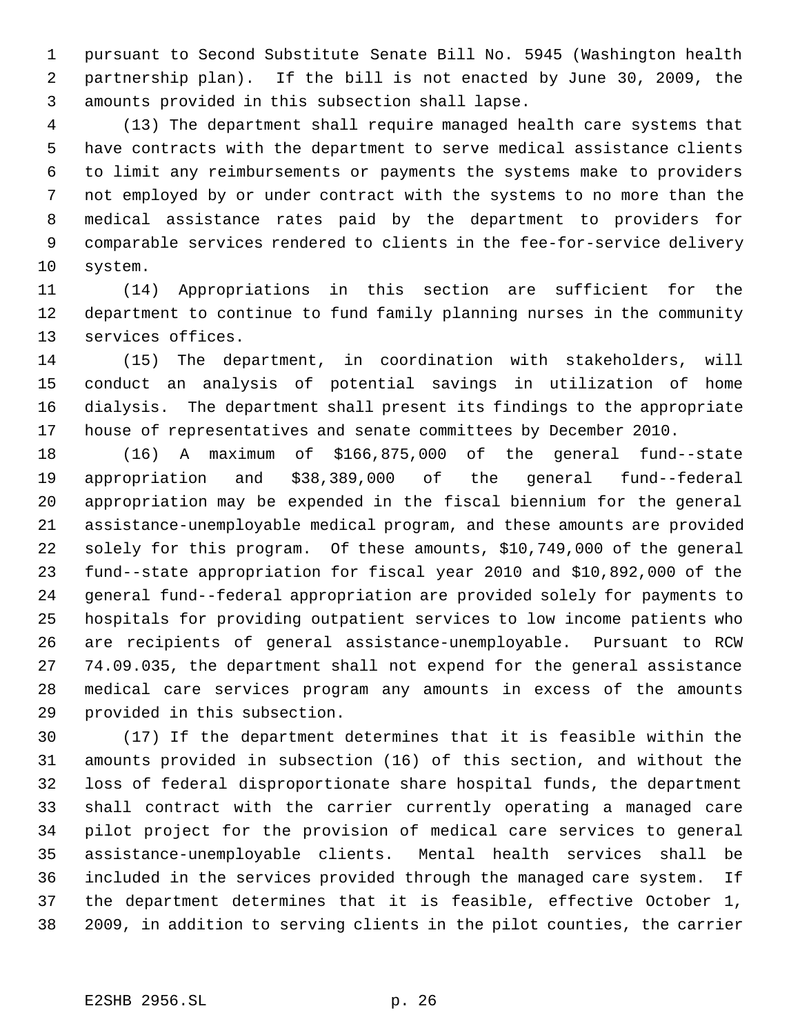pursuant to Second Substitute Senate Bill No. 5945 (Washington health partnership plan). If the bill is not enacted by June 30, 2009, the amounts provided in this subsection shall lapse.

(13) The department shall require managed health care systems that have contracts with the department to serve medical assistance clients to limit any reimbursements or payments the systems make to providers not employed by or under contract with the systems to no more than the medical assistance rates paid by the department to providers for comparable services rendered to clients in the fee-for-service delivery system.

(14) Appropriations in this section are sufficient for the department to continue to fund family planning nurses in the community services offices.

(15) The department, in coordination with stakeholders, will conduct an analysis of potential savings in utilization of home dialysis. The department shall present its findings to the appropriate house of representatives and senate committees by December 2010.

(16) A maximum of $166,875,000 of the general fund--state appropriation and $38,389,000 of the general fund--federal appropriation may be expended in the fiscal biennium for the general assistance-unemployable medical program, and these amounts are provided solely for this program. Of these amounts, $10,749,000 of the general fund--state appropriation for fiscal year 2010 and $10,892,000 of the general fund--federal appropriation are provided solely for payments to hospitals for providing outpatient services to low income patients who are recipients of general assistance-unemployable. Pursuant to RCW 74.09.035, the department shall not expend for the general assistance medical care services program any amounts in excess of the amounts provided in this subsection.

(17) If the department determines that it is feasible within the amounts provided in subsection (16) of this section, and without the loss of federal disproportionate share hospital funds, the department shall contract with the carrier currently operating a managed care pilot project for the provision of medical care services to general assistance-unemployable clients. Mental health services shall be included in the services provided through the managed care system. If the department determines that it is feasible, effective October 1, 2009, in addition to serving clients in the pilot counties, the carrier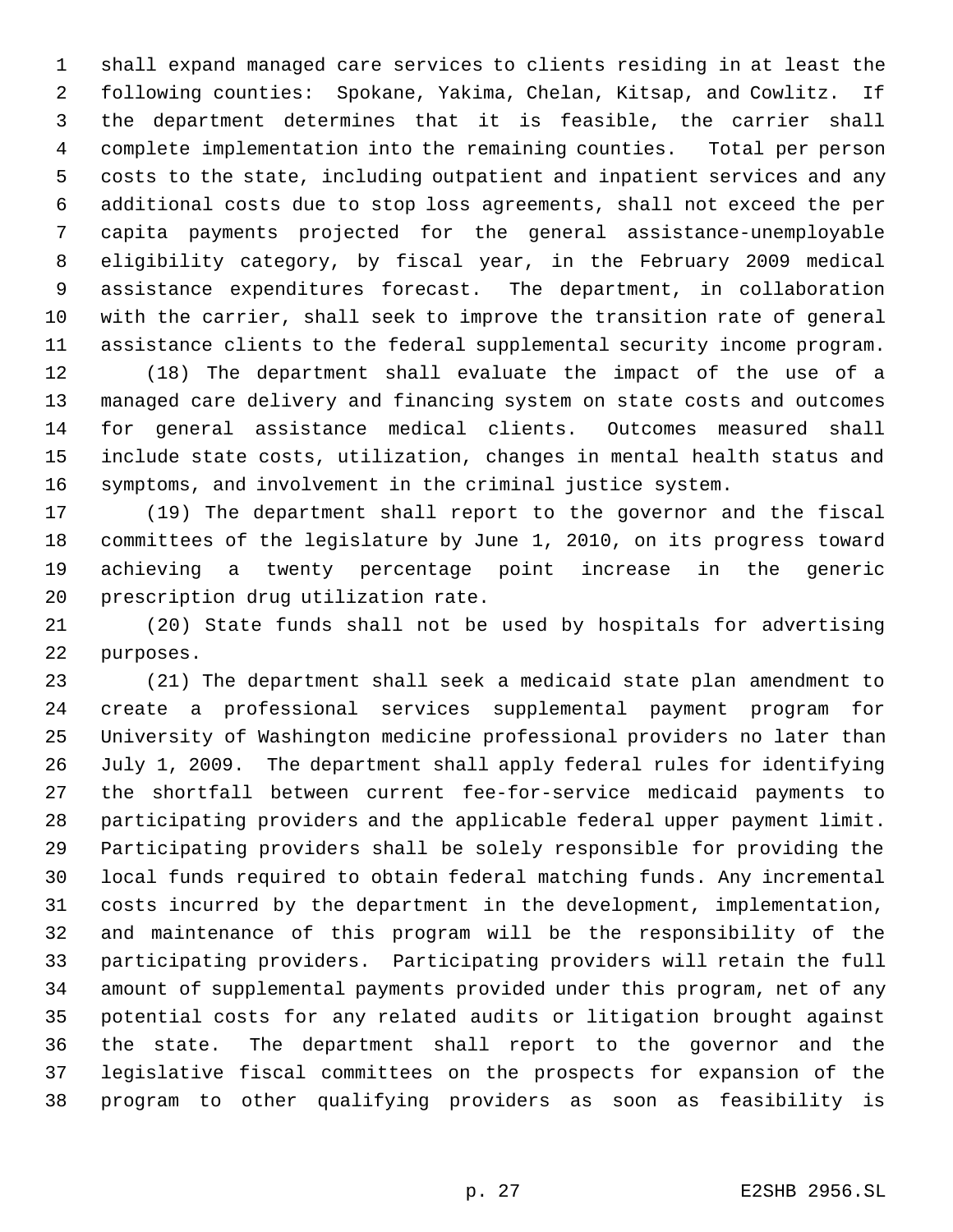shall expand managed care services to clients residing in at least the following counties: Spokane, Yakima, Chelan, Kitsap, and Cowlitz. If the department determines that it is feasible, the carrier shall complete implementation into the remaining counties. Total per person costs to the state, including outpatient and inpatient services and any additional costs due to stop loss agreements, shall not exceed the per capita payments projected for the general assistance-unemployable eligibility category, by fiscal year, in the February 2009 medical assistance expenditures forecast. The department, in collaboration with the carrier, shall seek to improve the transition rate of general assistance clients to the federal supplemental security income program.

(18) The department shall evaluate the impact of the use of a managed care delivery and financing system on state costs and outcomes for general assistance medical clients. Outcomes measured shall include state costs, utilization, changes in mental health status and symptoms, and involvement in the criminal justice system.

(19) The department shall report to the governor and the fiscal committees of the legislature by June 1, 2010, on its progress toward achieving a twenty percentage point increase in the generic prescription drug utilization rate.

(20) State funds shall not be used by hospitals for advertising purposes.

(21) The department shall seek a medicaid state plan amendment to create a professional services supplemental payment program for University of Washington medicine professional providers no later than July 1, 2009. The department shall apply federal rules for identifying the shortfall between current fee-for-service medicaid payments to participating providers and the applicable federal upper payment limit. Participating providers shall be solely responsible for providing the local funds required to obtain federal matching funds. Any incremental costs incurred by the department in the development, implementation, and maintenance of this program will be the responsibility of the participating providers. Participating providers will retain the full amount of supplemental payments provided under this program, net of any potential costs for any related audits or litigation brought against the state. The department shall report to the governor and the legislative fiscal committees on the prospects for expansion of the program to other qualifying providers as soon as feasibility is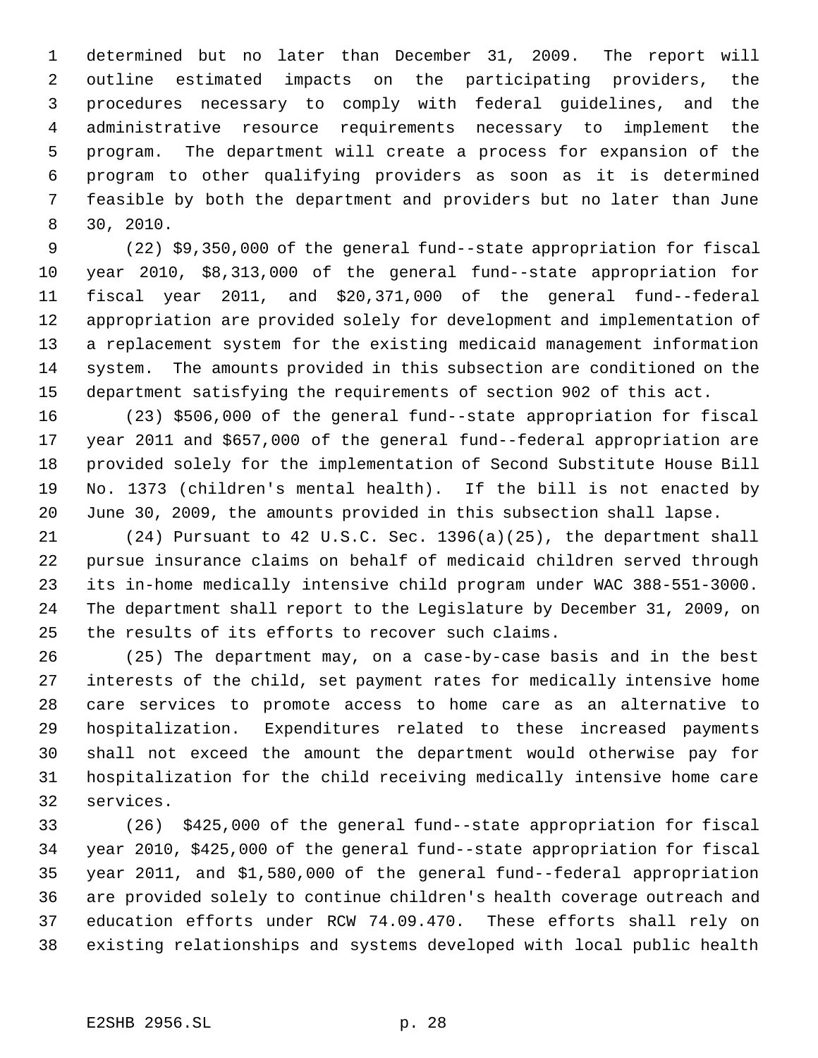determined but no later than December 31, 2009. The report will outline estimated impacts on the participating providers, the procedures necessary to comply with federal guidelines, and the administrative resource requirements necessary to implement the program. The department will create a process for expansion of the program to other qualifying providers as soon as it is determined feasible by both the department and providers but no later than June 30, 2010.

(22) $9,350,000 of the general fund--state appropriation for fiscal year 2010, $8,313,000 of the general fund--state appropriation for fiscal year 2011, and $20,371,000 of the general fund--federal appropriation are provided solely for development and implementation of a replacement system for the existing medicaid management information system. The amounts provided in this subsection are conditioned on the department satisfying the requirements of section 902 of this act.

(23) $506,000 of the general fund--state appropriation for fiscal year 2011 and $657,000 of the general fund--federal appropriation are provided solely for the implementation of Second Substitute House Bill No. 1373 (children's mental health). If the bill is not enacted by June 30, 2009, the amounts provided in this subsection shall lapse.

(24) Pursuant to 42 U.S.C. Sec. 1396(a)(25), the department shall pursue insurance claims on behalf of medicaid children served through its in-home medically intensive child program under WAC 388-551-3000. The department shall report to the Legislature by December 31, 2009, on the results of its efforts to recover such claims.

(25) The department may, on a case-by-case basis and in the best interests of the child, set payment rates for medically intensive home care services to promote access to home care as an alternative to hospitalization. Expenditures related to these increased payments shall not exceed the amount the department would otherwise pay for hospitalization for the child receiving medically intensive home care services.

(26) $425,000 of the general fund--state appropriation for fiscal year 2010, $425,000 of the general fund--state appropriation for fiscal year 2011, and $1,580,000 of the general fund--federal appropriation are provided solely to continue children's health coverage outreach and education efforts under RCW 74.09.470. These efforts shall rely on existing relationships and systems developed with local public health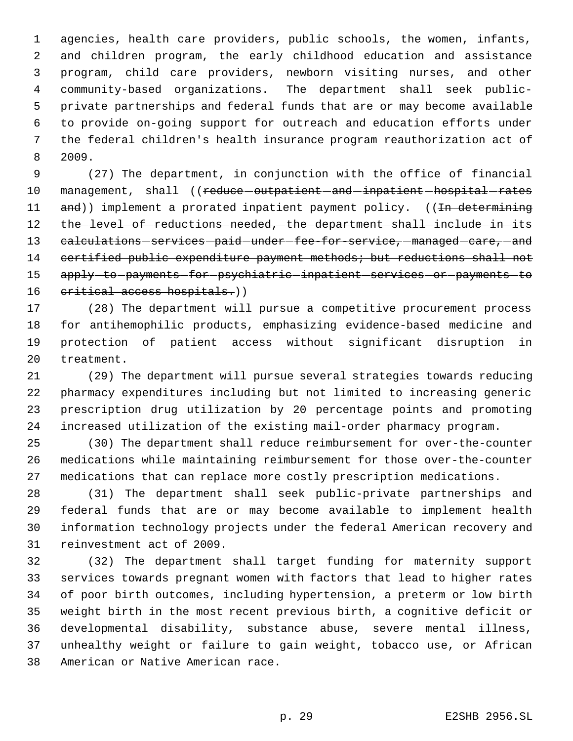agencies, health care providers, public schools, the women, infants, and children program, the early childhood education and assistance program, child care providers, newborn visiting nurses, and other community-based organizations. The department shall seek public-private partnerships and federal funds that are or may become available to provide on-going support for outreach and education efforts under the federal children's health insurance program reauthorization act of 2009.

(27) The department, in conjunction with the office of financial management, shall ((~~reduce outpatient and inpatient hospital rates and~~)) implement a prorated inpatient payment policy. ((~~In determining the level of reductions needed, the department shall include in its calculations services paid under fee-for-service, managed care, and certified public expenditure payment methods; but reductions shall not apply to payments for psychiatric inpatient services or payments to critical access hospitals.~~))

(28) The department will pursue a competitive procurement process for antihemophilic products, emphasizing evidence-based medicine and protection of patient access without significant disruption in treatment.

(29) The department will pursue several strategies towards reducing pharmacy expenditures including but not limited to increasing generic prescription drug utilization by 20 percentage points and promoting increased utilization of the existing mail-order pharmacy program.

(30) The department shall reduce reimbursement for over-the-counter medications while maintaining reimbursement for those over-the-counter medications that can replace more costly prescription medications.

(31) The department shall seek public-private partnerships and federal funds that are or may become available to implement health information technology projects under the federal American recovery and reinvestment act of 2009.

(32) The department shall target funding for maternity support services towards pregnant women with factors that lead to higher rates of poor birth outcomes, including hypertension, a preterm or low birth weight birth in the most recent previous birth, a cognitive deficit or developmental disability, substance abuse, severe mental illness, unhealthy weight or failure to gain weight, tobacco use, or African American or Native American race.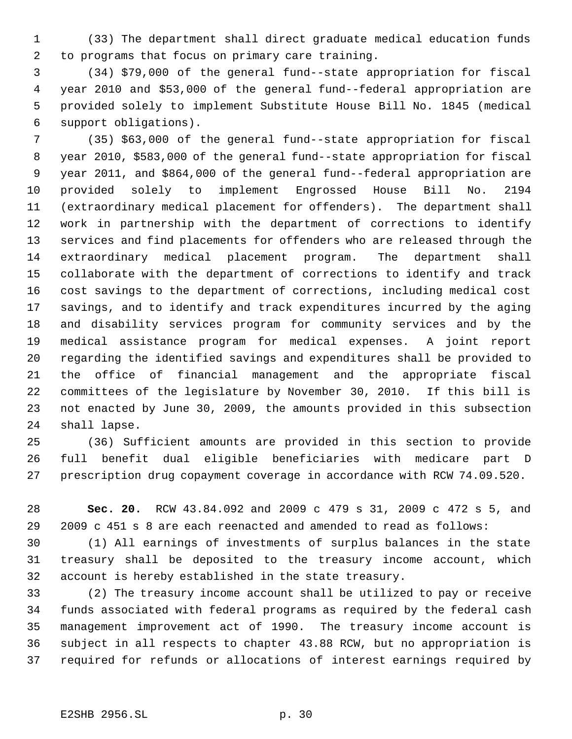(33) The department shall direct graduate medical education funds to programs that focus on primary care training.

(34) $79,000 of the general fund--state appropriation for fiscal year 2010 and $53,000 of the general fund--federal appropriation are provided solely to implement Substitute House Bill No. 1845 (medical support obligations).

(35) $63,000 of the general fund--state appropriation for fiscal year 2010, $583,000 of the general fund--state appropriation for fiscal year 2011, and $864,000 of the general fund--federal appropriation are provided solely to implement Engrossed House Bill No. 2194 (extraordinary medical placement for offenders). The department shall work in partnership with the department of corrections to identify services and find placements for offenders who are released through the extraordinary medical placement program. The department shall collaborate with the department of corrections to identify and track cost savings to the department of corrections, including medical cost savings, and to identify and track expenditures incurred by the aging and disability services program for community services and by the medical assistance program for medical expenses. A joint report regarding the identified savings and expenditures shall be provided to the office of financial management and the appropriate fiscal committees of the legislature by November 30, 2010. If this bill is not enacted by June 30, 2009, the amounts provided in this subsection shall lapse.

(36) Sufficient amounts are provided in this section to provide full benefit dual eligible beneficiaries with medicare part D prescription drug copayment coverage in accordance with RCW 74.09.520.

**Sec. 20.** RCW 43.84.092 and 2009 c 479 s 31, 2009 c 472 s 5, and 2009 c 451 s 8 are each reenacted and amended to read as follows:

(1) All earnings of investments of surplus balances in the state treasury shall be deposited to the treasury income account, which account is hereby established in the state treasury.

(2) The treasury income account shall be utilized to pay or receive funds associated with federal programs as required by the federal cash management improvement act of 1990. The treasury income account is subject in all respects to chapter 43.88 RCW, but no appropriation is required for refunds or allocations of interest earnings required by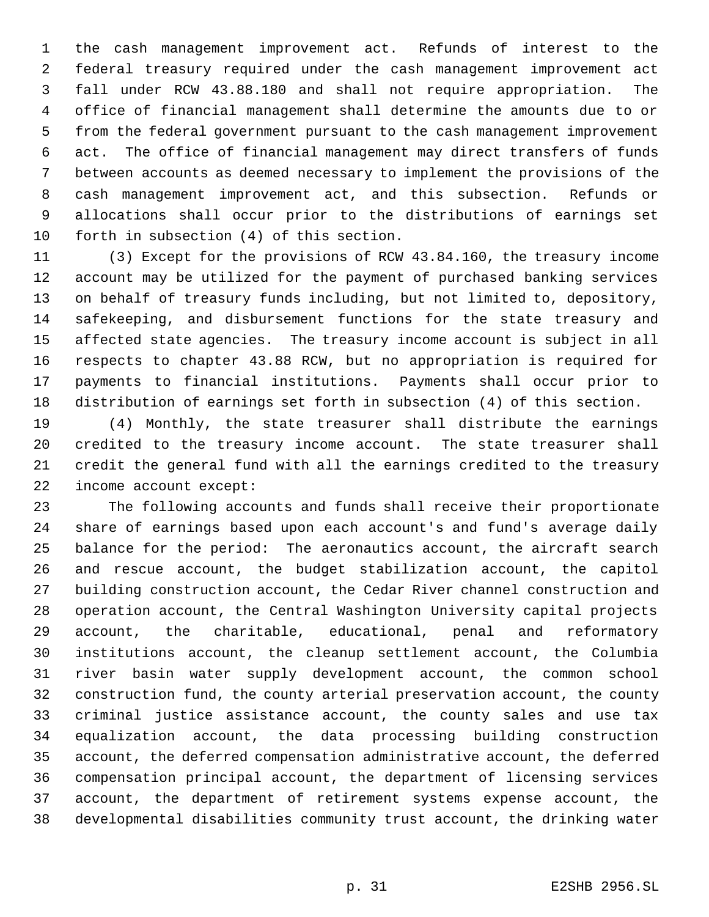the cash management improvement act. Refunds of interest to the federal treasury required under the cash management improvement act fall under RCW 43.88.180 and shall not require appropriation. The office of financial management shall determine the amounts due to or from the federal government pursuant to the cash management improvement act. The office of financial management may direct transfers of funds between accounts as deemed necessary to implement the provisions of the cash management improvement act, and this subsection. Refunds or allocations shall occur prior to the distributions of earnings set forth in subsection (4) of this section.

(3) Except for the provisions of RCW 43.84.160, the treasury income account may be utilized for the payment of purchased banking services on behalf of treasury funds including, but not limited to, depository, safekeeping, and disbursement functions for the state treasury and affected state agencies. The treasury income account is subject in all respects to chapter 43.88 RCW, but no appropriation is required for payments to financial institutions. Payments shall occur prior to distribution of earnings set forth in subsection (4) of this section.

(4) Monthly, the state treasurer shall distribute the earnings credited to the treasury income account. The state treasurer shall credit the general fund with all the earnings credited to the treasury income account except:

The following accounts and funds shall receive their proportionate share of earnings based upon each account's and fund's average daily balance for the period: The aeronautics account, the aircraft search and rescue account, the budget stabilization account, the capitol building construction account, the Cedar River channel construction and operation account, the Central Washington University capital projects account, the charitable, educational, penal and reformatory institutions account, the cleanup settlement account, the Columbia river basin water supply development account, the common school construction fund, the county arterial preservation account, the county criminal justice assistance account, the county sales and use tax equalization account, the data processing building construction account, the deferred compensation administrative account, the deferred compensation principal account, the department of licensing services account, the department of retirement systems expense account, the developmental disabilities community trust account, the drinking water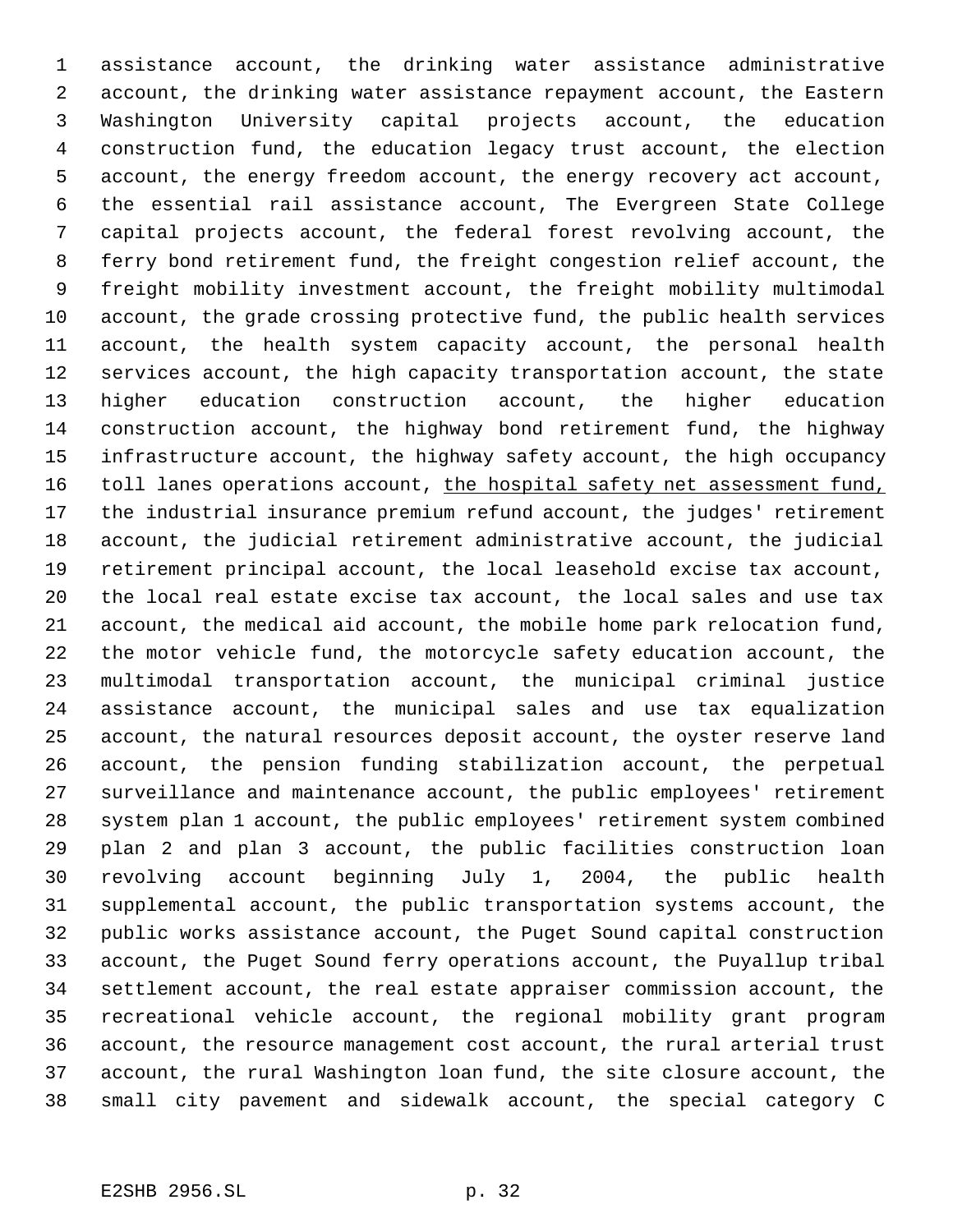assistance account, the drinking water assistance administrative account, the drinking water assistance repayment account, the Eastern Washington University capital projects account, the education construction fund, the education legacy trust account, the election account, the energy freedom account, the energy recovery act account, the essential rail assistance account, The Evergreen State College capital projects account, the federal forest revolving account, the ferry bond retirement fund, the freight congestion relief account, the freight mobility investment account, the freight mobility multimodal account, the grade crossing protective fund, the public health services account, the health system capacity account, the personal health services account, the high capacity transportation account, the state higher education construction account, the higher education construction account, the highway bond retirement fund, the highway infrastructure account, the highway safety account, the high occupancy toll lanes operations account, <u>the hospital safety net assessment fund,</u> the industrial insurance premium refund account, the judges' retirement account, the judicial retirement administrative account, the judicial retirement principal account, the local leasehold excise tax account, the local real estate excise tax account, the local sales and use tax account, the medical aid account, the mobile home park relocation fund, the motor vehicle fund, the motorcycle safety education account, the multimodal transportation account, the municipal criminal justice assistance account, the municipal sales and use tax equalization account, the natural resources deposit account, the oyster reserve land account, the pension funding stabilization account, the perpetual surveillance and maintenance account, the public employees' retirement system plan 1 account, the public employees' retirement system combined plan 2 and plan 3 account, the public facilities construction loan revolving account beginning July 1, 2004, the public health supplemental account, the public transportation systems account, the public works assistance account, the Puget Sound capital construction account, the Puget Sound ferry operations account, the Puyallup tribal settlement account, the real estate appraiser commission account, the recreational vehicle account, the regional mobility grant program account, the resource management cost account, the rural arterial trust account, the rural Washington loan fund, the site closure account, the small city pavement and sidewalk account, the special category C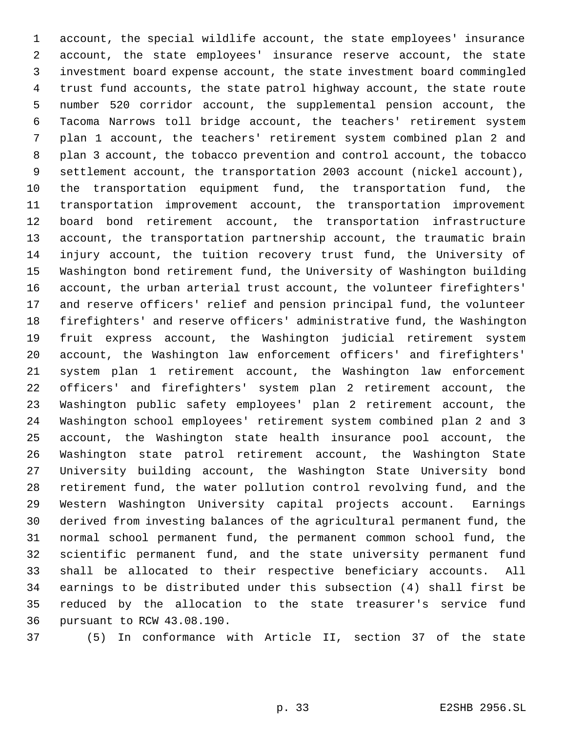account, the special wildlife account, the state employees' insurance account, the state employees' insurance reserve account, the state investment board expense account, the state investment board commingled trust fund accounts, the state patrol highway account, the state route number 520 corridor account, the supplemental pension account, the Tacoma Narrows toll bridge account, the teachers' retirement system plan 1 account, the teachers' retirement system combined plan 2 and plan 3 account, the tobacco prevention and control account, the tobacco settlement account, the transportation 2003 account (nickel account), the transportation equipment fund, the transportation fund, the transportation improvement account, the transportation improvement board bond retirement account, the transportation infrastructure account, the transportation partnership account, the traumatic brain injury account, the tuition recovery trust fund, the University of Washington bond retirement fund, the University of Washington building account, the urban arterial trust account, the volunteer firefighters' and reserve officers' relief and pension principal fund, the volunteer firefighters' and reserve officers' administrative fund, the Washington fruit express account, the Washington judicial retirement system account, the Washington law enforcement officers' and firefighters' system plan 1 retirement account, the Washington law enforcement officers' and firefighters' system plan 2 retirement account, the Washington public safety employees' plan 2 retirement account, the Washington school employees' retirement system combined plan 2 and 3 account, the Washington state health insurance pool account, the Washington state patrol retirement account, the Washington State University building account, the Washington State University bond retirement fund, the water pollution control revolving fund, and the Western Washington University capital projects account. Earnings derived from investing balances of the agricultural permanent fund, the normal school permanent fund, the permanent common school fund, the scientific permanent fund, and the state university permanent fund shall be allocated to their respective beneficiary accounts. All earnings to be distributed under this subsection (4) shall first be reduced by the allocation to the state treasurer's service fund pursuant to RCW 43.08.190.

(5) In conformance with Article II, section 37 of the state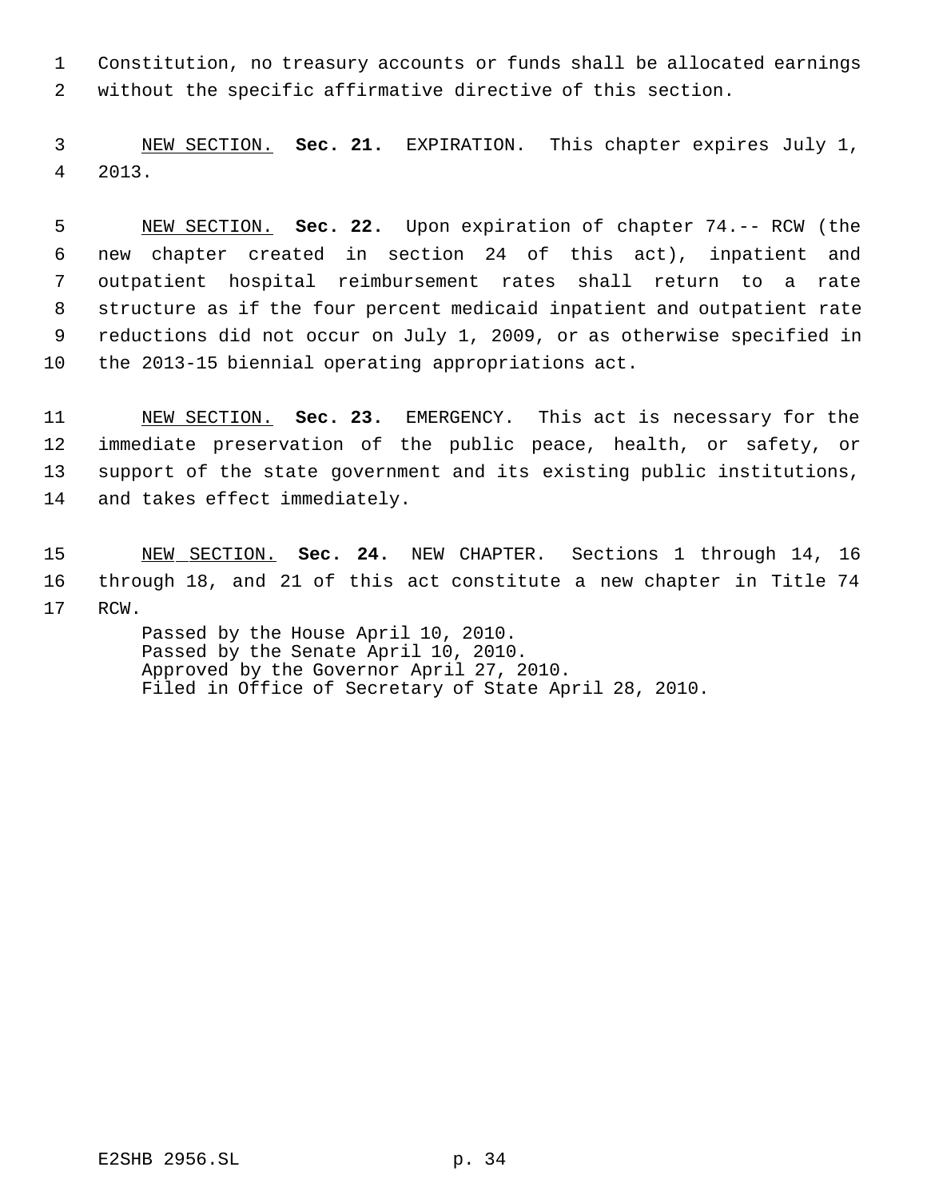Constitution, no treasury accounts or funds shall be allocated earnings without the specific affirmative directive of this section.

NEW SECTION. **Sec. 21.** EXPIRATION. This chapter expires July 1, 2013.

NEW SECTION. **Sec. 22.** Upon expiration of chapter 74.-- RCW (the new chapter created in section 24 of this act), inpatient and outpatient hospital reimbursement rates shall return to a rate structure as if the four percent medicaid inpatient and outpatient rate reductions did not occur on July 1, 2009, or as otherwise specified in the 2013-15 biennial operating appropriations act.

NEW SECTION. **Sec. 23.** EMERGENCY. This act is necessary for the immediate preservation of the public peace, health, or safety, or support of the state government and its existing public institutions, and takes effect immediately.

NEW SECTION. **Sec. 24.** NEW CHAPTER. Sections 1 through 14, 16 through 18, and 21 of this act constitute a new chapter in Title 74 RCW.

Passed by the House April 10, 2010.
Passed by the Senate April 10, 2010.
Approved by the Governor April 27, 2010.
Filed in Office of Secretary of State April 28, 2010.